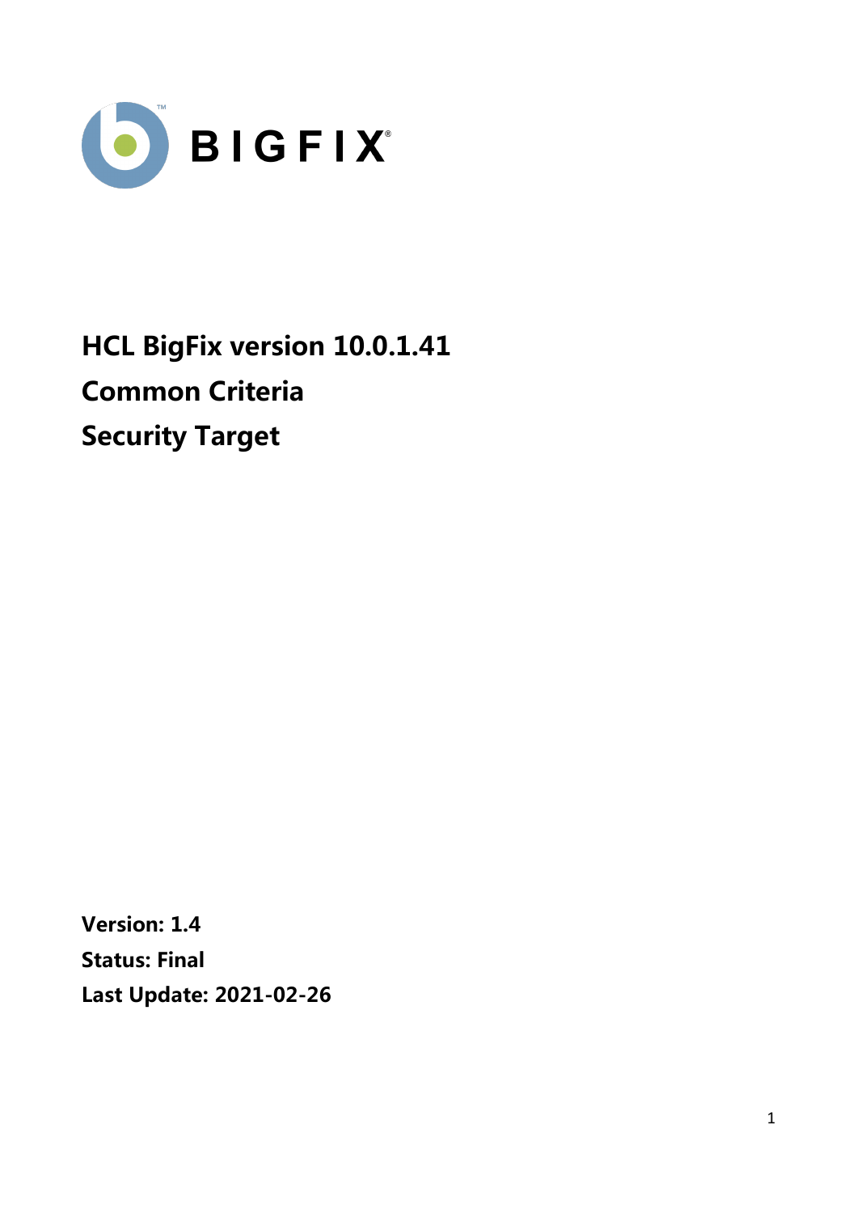BIGFIX

# HCL BigFix version 10.0.1.41
# Common Criteria
# Security Target

**Version: 1.4**

**Status: Final**

**Last Update: 2021-02-26**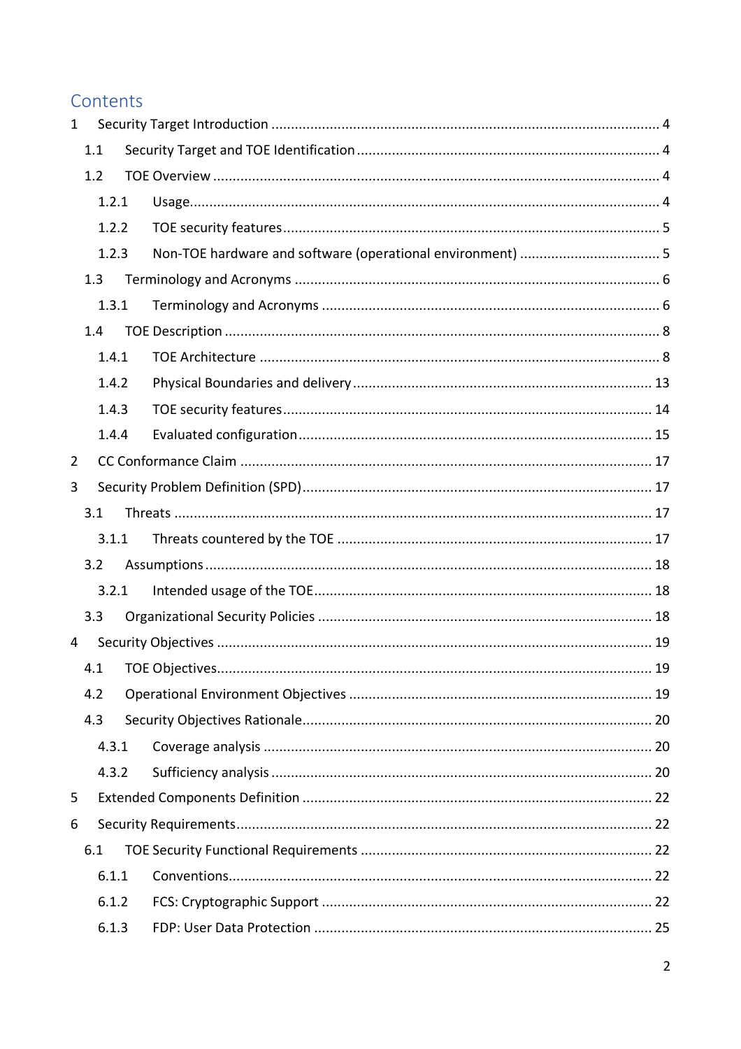# Contents

1 Security Target Introduction .................................................................................................. 4
  1.1 Security Target and TOE Identification ............................................................................ 4
  1.2 TOE Overview ................................................................................................................. 4
    1.2.1 Usage........................................................................................................................ 4
    1.2.2 TOE security features ............................................................................................... 5
    1.2.3 Non-TOE hardware and software (operational environment) .................................... 5
  1.3 Terminology and Acronyms ............................................................................................ 6
    1.3.1 Terminology and Acronyms ..................................................................................... 6
  1.4 TOE Description ............................................................................................................. 8
    1.4.1 TOE Architecture ..................................................................................................... 8
    1.4.2 Physical Boundaries and delivery ........................................................................... 13
    1.4.3 TOE security features ............................................................................................. 14
    1.4.4 Evaluated configuration .......................................................................................... 15
2 CC Conformance Claim ....................................................................................................... 17
3 Security Problem Definition (SPD) ........................................................................................ 17
  3.1 Threats ......................................................................................................................... 17
    3.1.1 Threats countered by the TOE ............................................................................... 17
  3.2 Assumptions ................................................................................................................. 18
    3.2.1 Intended usage of the TOE ..................................................................................... 18
  3.3 Organizational Security Policies .................................................................................... 18
4 Security Objectives .............................................................................................................. 19
  4.1 TOE Objectives.............................................................................................................. 19
  4.2 Operational Environment Objectives ............................................................................ 19
  4.3 Security Objectives Rationale ........................................................................................ 20
    4.3.1 Coverage analysis .................................................................................................. 20
    4.3.2 Sufficiency analysis ................................................................................................ 20
5 Extended Components Definition ........................................................................................ 22
6 Security Requirements.......................................................................................................... 22
  6.1 TOE Security Functional Requirements ......................................................................... 22
    6.1.1 Conventions............................................................................................................ 22
    6.1.2 FCS: Cryptographic Support ................................................................................... 22
    6.1.3 FDP: User Data Protection ..................................................................................... 25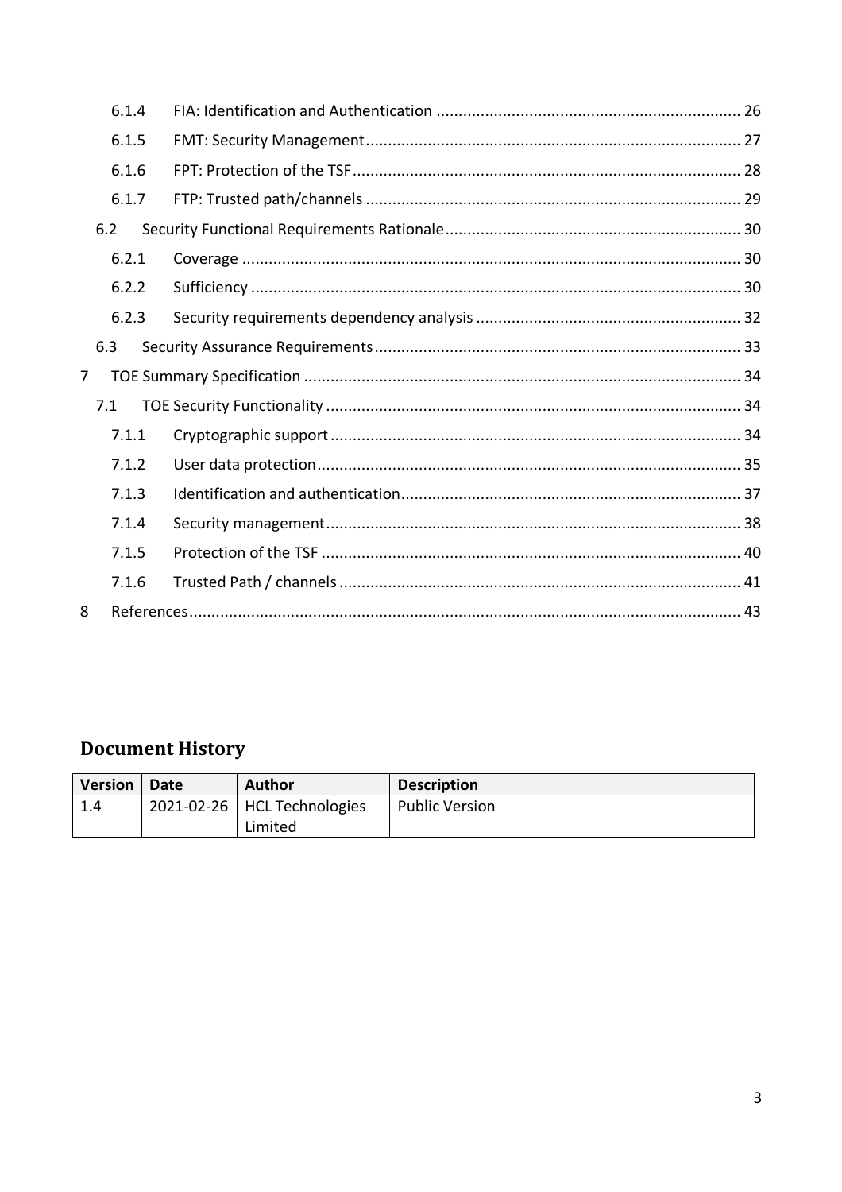6.1.4 FIA: Identification and Authentication ..................................................................... 26

6.1.5 FMT: Security Management..................................................................................... 27

6.1.6 FPT: Protection of the TSF........................................................................................ 28

6.1.7 FTP: Trusted path/channels ..................................................................................... 29

6.2 Security Functional Requirements Rationale.................................................................. 30

6.2.1 Coverage ................................................................................................................. 30

6.2.2 Sufficiency .............................................................................................................. 30

6.2.3 Security requirements dependency analysis ............................................................ 32

6.3 Security Assurance Requirements.................................................................................. 33

7 TOE Summary Specification .................................................................................................. 34

7.1 TOE Security Functionality ............................................................................................. 34

7.1.1 Cryptographic support ............................................................................................ 34

7.1.2 User data protection............................................................................................... 35

7.1.3 Identification and authentication............................................................................ 37

7.1.4 Security management............................................................................................. 38

7.1.5 Protection of the TSF .............................................................................................. 40

7.1.6 Trusted Path / channels........................................................................................... 41

8 References............................................................................................................................ 43

## Document History

| Version | Date | Author | Description |
| --- | --- | --- | --- |
| 1.4 | 2021-02-26 | HCL Technologies Limited | Public Version |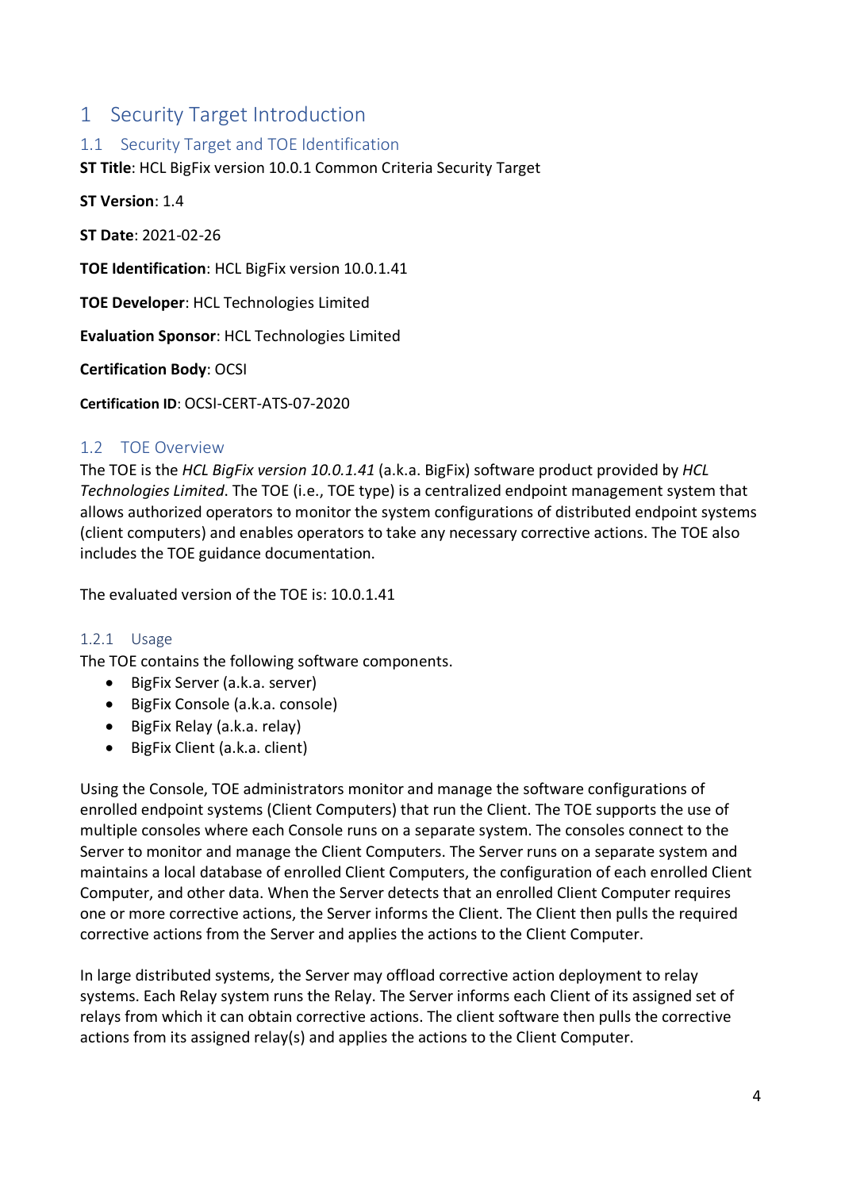# 1 Security Target Introduction

## 1.1 Security Target and TOE Identification

**ST Title**: HCL BigFix version 10.0.1 Common Criteria Security Target

**ST Version**: 1.4

**ST Date**: 2021-02-26

**TOE Identification**: HCL BigFix version 10.0.1.41

**TOE Developer**: HCL Technologies Limited

**Evaluation Sponsor**: HCL Technologies Limited

**Certification Body**: OCSI

**Certification ID**: OCSI-CERT-ATS-07-2020

## 1.2 TOE Overview

The TOE is the *HCL BigFix version 10.0.1.41* (a.k.a. BigFix) software product provided by *HCL Technologies Limited*. The TOE (i.e., TOE type) is a centralized endpoint management system that allows authorized operators to monitor the system configurations of distributed endpoint systems (client computers) and enables operators to take any necessary corrective actions. The TOE also includes the TOE guidance documentation.

The evaluated version of the TOE is: 10.0.1.41

### 1.2.1 Usage

The TOE contains the following software components.

- BigFix Server (a.k.a. server)
- BigFix Console (a.k.a. console)
- BigFix Relay (a.k.a. relay)
- BigFix Client (a.k.a. client)

Using the Console, TOE administrators monitor and manage the software configurations of enrolled endpoint systems (Client Computers) that run the Client. The TOE supports the use of multiple consoles where each Console runs on a separate system. The consoles connect to the Server to monitor and manage the Client Computers. The Server runs on a separate system and maintains a local database of enrolled Client Computers, the configuration of each enrolled Client Computer, and other data. When the Server detects that an enrolled Client Computer requires one or more corrective actions, the Server informs the Client. The Client then pulls the required corrective actions from the Server and applies the actions to the Client Computer.

In large distributed systems, the Server may offload corrective action deployment to relay systems. Each Relay system runs the Relay. The Server informs each Client of its assigned set of relays from which it can obtain corrective actions. The client software then pulls the corrective actions from its assigned relay(s) and applies the actions to the Client Computer.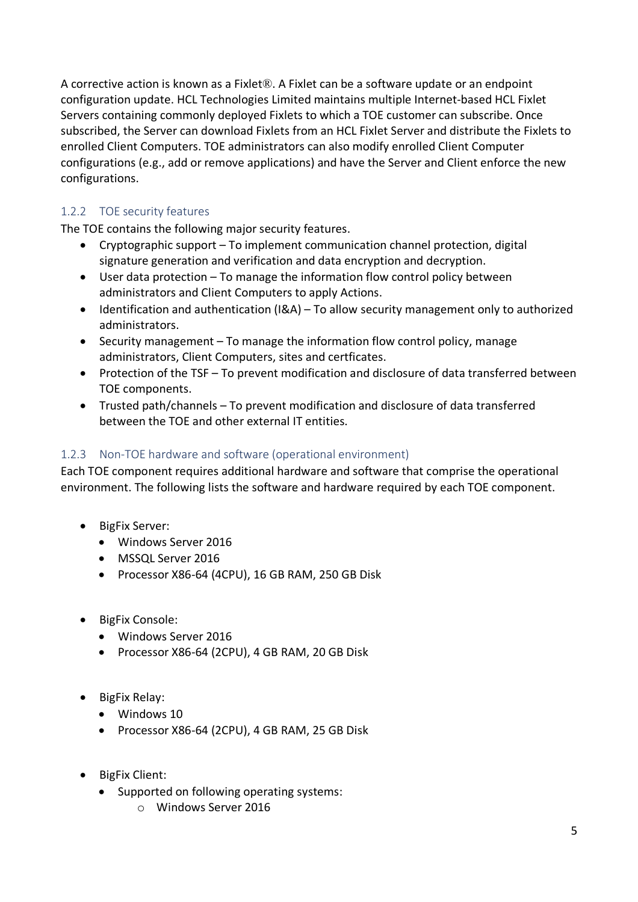A corrective action is known as a Fixlet®. A Fixlet can be a software update or an endpoint configuration update. HCL Technologies Limited maintains multiple Internet-based HCL Fixlet Servers containing commonly deployed Fixlets to which a TOE customer can subscribe. Once subscribed, the Server can download Fixlets from an HCL Fixlet Server and distribute the Fixlets to enrolled Client Computers. TOE administrators can also modify enrolled Client Computer configurations (e.g., add or remove applications) and have the Server and Client enforce the new configurations.

### 1.2.2 TOE security features

The TOE contains the following major security features.

- Cryptographic support – To implement communication channel protection, digital signature generation and verification and data encryption and decryption.
- User data protection – To manage the information flow control policy between administrators and Client Computers to apply Actions.
- Identification and authentication (I&A) – To allow security management only to authorized administrators.
- Security management – To manage the information flow control policy, manage administrators, Client Computers, sites and certficates.
- Protection of the TSF – To prevent modification and disclosure of data transferred between TOE components.
- Trusted path/channels – To prevent modification and disclosure of data transferred between the TOE and other external IT entities.

### 1.2.3 Non-TOE hardware and software (operational environment)

Each TOE component requires additional hardware and software that comprise the operational environment. The following lists the software and hardware required by each TOE component.

- BigFix Server:
  - Windows Server 2016
  - MSSQL Server 2016
  - Processor X86-64 (4CPU), 16 GB RAM, 250 GB Disk
- BigFix Console:
  - Windows Server 2016
  - Processor X86-64 (2CPU), 4 GB RAM, 20 GB Disk
- BigFix Relay:
  - Windows 10
  - Processor X86-64 (2CPU), 4 GB RAM, 25 GB Disk
- BigFix Client:
  - Supported on following operating systems:
    - Windows Server 2016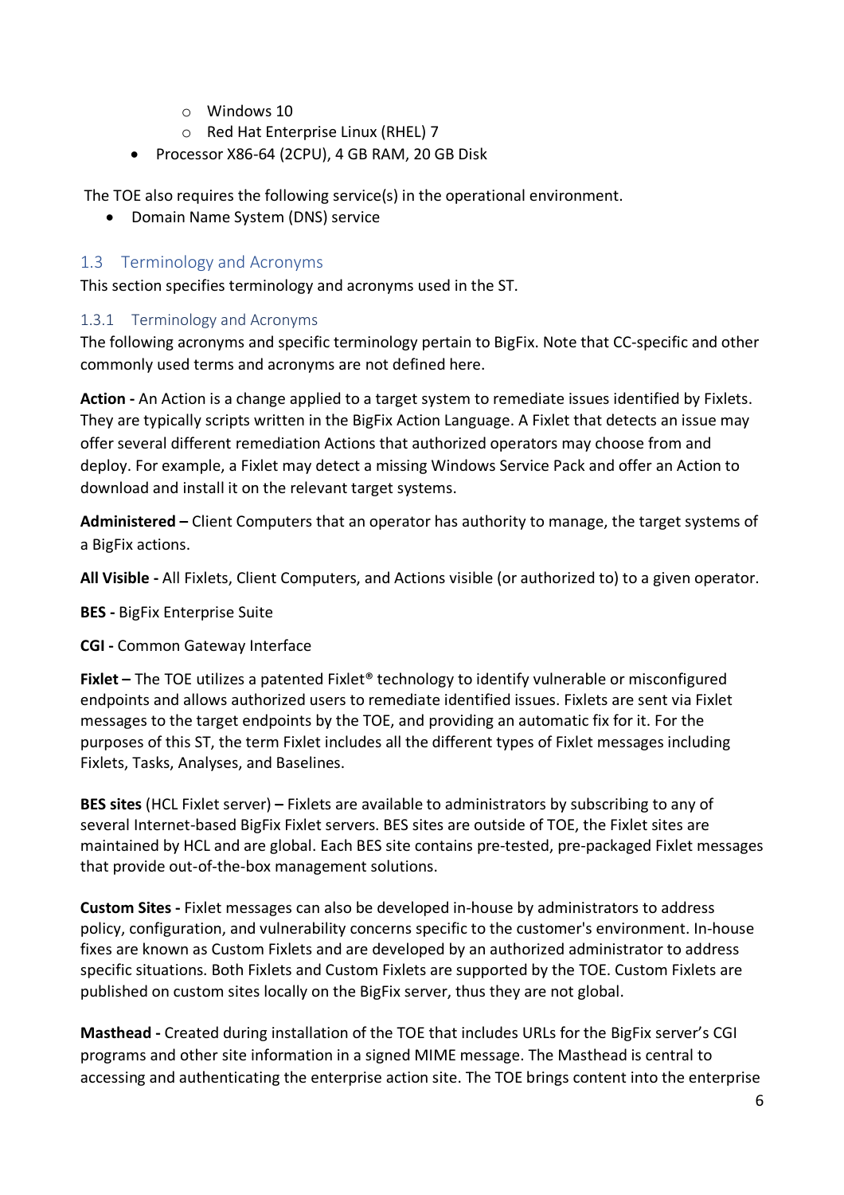- Windows 10
   - Red Hat Enterprise Linux (RHEL) 7
- Processor X86-64 (2CPU), 4 GB RAM, 20 GB Disk

The TOE also requires the following service(s) in the operational environment.

- Domain Name System (DNS) service

## 1.3 Terminology and Acronyms

This section specifies terminology and acronyms used in the ST.

### 1.3.1 Terminology and Acronyms

The following acronyms and specific terminology pertain to BigFix. Note that CC-specific and other commonly used terms and acronyms are not defined here.

**Action -** An Action is a change applied to a target system to remediate issues identified by Fixlets. They are typically scripts written in the BigFix Action Language. A Fixlet that detects an issue may offer several different remediation Actions that authorized operators may choose from and deploy. For example, a Fixlet may detect a missing Windows Service Pack and offer an Action to download and install it on the relevant target systems.

**Administered –** Client Computers that an operator has authority to manage, the target systems of a BigFix actions.

**All Visible -** All Fixlets, Client Computers, and Actions visible (or authorized to) to a given operator.

**BES -** BigFix Enterprise Suite

**CGI -** Common Gateway Interface

**Fixlet –** The TOE utilizes a patented Fixlet® technology to identify vulnerable or misconfigured endpoints and allows authorized users to remediate identified issues. Fixlets are sent via Fixlet messages to the target endpoints by the TOE, and providing an automatic fix for it. For the purposes of this ST, the term Fixlet includes all the different types of Fixlet messages including Fixlets, Tasks, Analyses, and Baselines.

**BES sites** (HCL Fixlet server) **–** Fixlets are available to administrators by subscribing to any of several Internet-based BigFix Fixlet servers. BES sites are outside of TOE, the Fixlet sites are maintained by HCL and are global. Each BES site contains pre-tested, pre-packaged Fixlet messages that provide out-of-the-box management solutions.

**Custom Sites -** Fixlet messages can also be developed in-house by administrators to address policy, configuration, and vulnerability concerns specific to the customer's environment. In-house fixes are known as Custom Fixlets and are developed by an authorized administrator to address specific situations. Both Fixlets and Custom Fixlets are supported by the TOE. Custom Fixlets are published on custom sites locally on the BigFix server, thus they are not global.

**Masthead -** Created during installation of the TOE that includes URLs for the BigFix server's CGI programs and other site information in a signed MIME message. The Masthead is central to accessing and authenticating the enterprise action site. The TOE brings content into the enterprise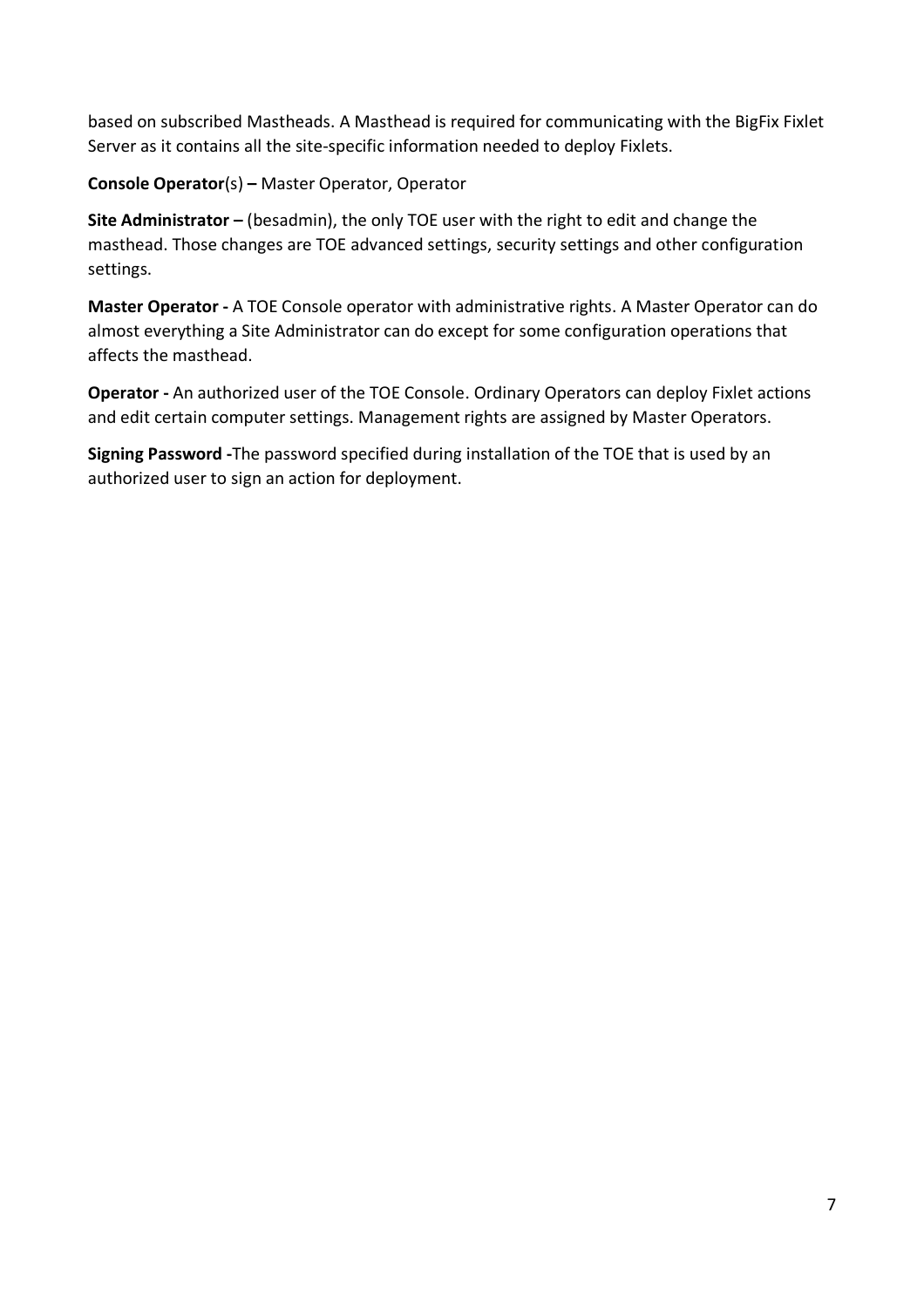based on subscribed Mastheads. A Masthead is required for communicating with the BigFix Fixlet Server as it contains all the site-specific information needed to deploy Fixlets.

**Console Operator**(s) **–** Master Operator, Operator

**Site Administrator –** (besadmin), the only TOE user with the right to edit and change the masthead. Those changes are TOE advanced settings, security settings and other configuration settings.

**Master Operator -** A TOE Console operator with administrative rights. A Master Operator can do almost everything a Site Administrator can do except for some configuration operations that affects the masthead.

**Operator -** An authorized user of the TOE Console. Ordinary Operators can deploy Fixlet actions and edit certain computer settings. Management rights are assigned by Master Operators.

**Signing Password -**The password specified during installation of the TOE that is used by an authorized user to sign an action for deployment.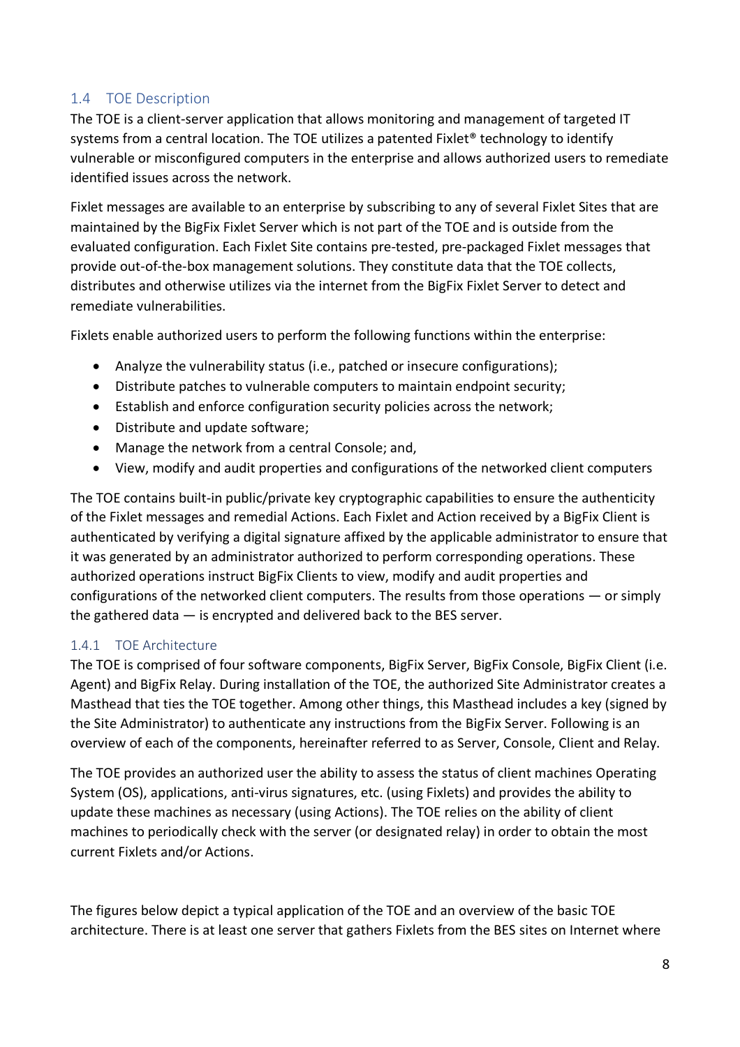## 1.4 TOE Description

The TOE is a client-server application that allows monitoring and management of targeted IT systems from a central location. The TOE utilizes a patented Fixlet® technology to identify vulnerable or misconfigured computers in the enterprise and allows authorized users to remediate identified issues across the network.

Fixlet messages are available to an enterprise by subscribing to any of several Fixlet Sites that are maintained by the BigFix Fixlet Server which is not part of the TOE and is outside from the evaluated configuration. Each Fixlet Site contains pre-tested, pre-packaged Fixlet messages that provide out-of-the-box management solutions. They constitute data that the TOE collects, distributes and otherwise utilizes via the internet from the BigFix Fixlet Server to detect and remediate vulnerabilities.

Fixlets enable authorized users to perform the following functions within the enterprise:

- Analyze the vulnerability status (i.e., patched or insecure configurations);
- Distribute patches to vulnerable computers to maintain endpoint security;
- Establish and enforce configuration security policies across the network;
- Distribute and update software;
- Manage the network from a central Console; and,
- View, modify and audit properties and configurations of the networked client computers

The TOE contains built-in public/private key cryptographic capabilities to ensure the authenticity of the Fixlet messages and remedial Actions. Each Fixlet and Action received by a BigFix Client is authenticated by verifying a digital signature affixed by the applicable administrator to ensure that it was generated by an administrator authorized to perform corresponding operations. These authorized operations instruct BigFix Clients to view, modify and audit properties and configurations of the networked client computers. The results from those operations — or simply the gathered data — is encrypted and delivered back to the BES server.

### 1.4.1 TOE Architecture

The TOE is comprised of four software components, BigFix Server, BigFix Console, BigFix Client (i.e. Agent) and BigFix Relay. During installation of the TOE, the authorized Site Administrator creates a Masthead that ties the TOE together. Among other things, this Masthead includes a key (signed by the Site Administrator) to authenticate any instructions from the BigFix Server. Following is an overview of each of the components, hereinafter referred to as Server, Console, Client and Relay.

The TOE provides an authorized user the ability to assess the status of client machines Operating System (OS), applications, anti-virus signatures, etc. (using Fixlets) and provides the ability to update these machines as necessary (using Actions). The TOE relies on the ability of client machines to periodically check with the server (or designated relay) in order to obtain the most current Fixlets and/or Actions.

The figures below depict a typical application of the TOE and an overview of the basic TOE architecture. There is at least one server that gathers Fixlets from the BES sites on Internet where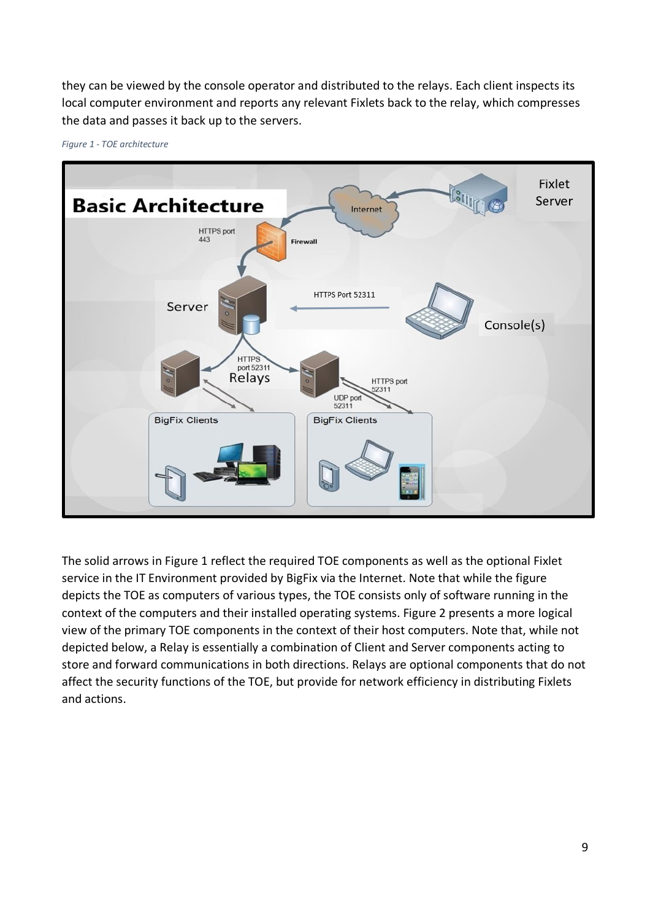they can be viewed by the console operator and distributed to the relays. Each client inspects its local computer environment and reports any relevant Fixlets back to the relay, which compresses the data and passes it back up to the servers.

*Figure 1 - TOE architecture*

The solid arrows in Figure 1 reflect the required TOE components as well as the optional Fixlet service in the IT Environment provided by BigFix via the Internet. Note that while the figure depicts the TOE as computers of various types, the TOE consists only of software running in the context of the computers and their installed operating systems. Figure 2 presents a more logical view of the primary TOE components in the context of their host computers. Note that, while not depicted below, a Relay is essentially a combination of Client and Server components acting to store and forward communications in both directions. Relays are optional components that do not affect the security functions of the TOE, but provide for network efficiency in distributing Fixlets and actions.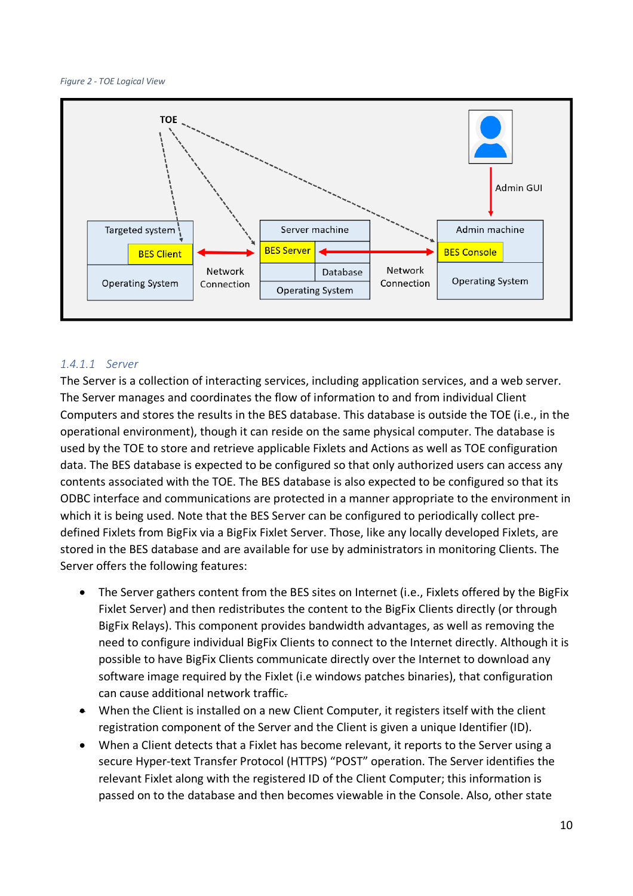*Figure 2 - TOE Logical View*

#### 1.4.1.1 Server

The Server is a collection of interacting services, including application services, and a web server. The Server manages and coordinates the flow of information to and from individual Client Computers and stores the results in the BES database. This database is outside the TOE (i.e., in the operational environment), though it can reside on the same physical computer. The database is used by the TOE to store and retrieve applicable Fixlets and Actions as well as TOE configuration data. The BES database is expected to be configured so that only authorized users can access any contents associated with the TOE. The BES database is also expected to be configured so that its ODBC interface and communications are protected in a manner appropriate to the environment in which it is being used. Note that the BES Server can be configured to periodically collect pre-defined Fixlets from BigFix via a BigFix Fixlet Server. Those, like any locally developed Fixlets, are stored in the BES database and are available for use by administrators in monitoring Clients. The Server offers the following features:

- The Server gathers content from the BES sites on Internet (i.e., Fixlets offered by the BigFix Fixlet Server) and then redistributes the content to the BigFix Clients directly (or through BigFix Relays). This component provides bandwidth advantages, as well as removing the need to configure individual BigFix Clients to connect to the Internet directly. Although it is possible to have BigFix Clients communicate directly over the Internet to download any software image required by the Fixlet (i.e windows patches binaries), that configuration can cause additional network traffic.
- When the Client is installed on a new Client Computer, it registers itself with the client registration component of the Server and the Client is given a unique Identifier (ID).
- When a Client detects that a Fixlet has become relevant, it reports to the Server using a secure Hyper-text Transfer Protocol (HTTPS) "POST" operation. The Server identifies the relevant Fixlet along with the registered ID of the Client Computer; this information is passed on to the database and then becomes viewable in the Console. Also, other state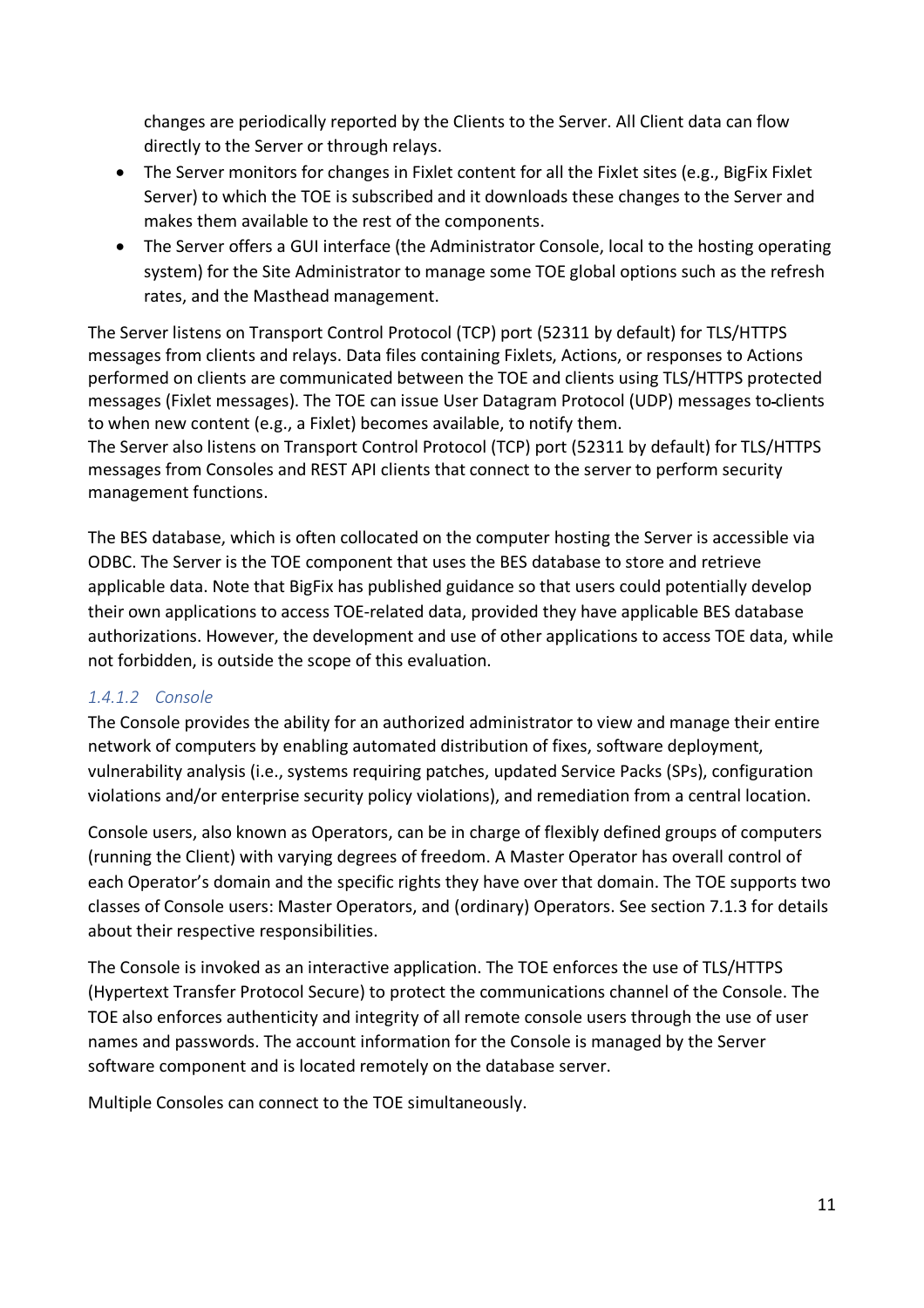changes are periodically reported by the Clients to the Server. All Client data can flow directly to the Server or through relays.

- The Server monitors for changes in Fixlet content for all the Fixlet sites (e.g., BigFix Fixlet Server) to which the TOE is subscribed and it downloads these changes to the Server and makes them available to the rest of the components.
- The Server offers a GUI interface (the Administrator Console, local to the hosting operating system) for the Site Administrator to manage some TOE global options such as the refresh rates, and the Masthead management.

The Server listens on Transport Control Protocol (TCP) port (52311 by default) for TLS/HTTPS messages from clients and relays. Data files containing Fixlets, Actions, or responses to Actions performed on clients are communicated between the TOE and clients using TLS/HTTPS protected messages (Fixlet messages). The TOE can issue User Datagram Protocol (UDP) messages to clients to when new content (e.g., a Fixlet) becomes available, to notify them.
The Server also listens on Transport Control Protocol (TCP) port (52311 by default) for TLS/HTTPS messages from Consoles and REST API clients that connect to the server to perform security management functions.

The BES database, which is often collocated on the computer hosting the Server is accessible via ODBC. The Server is the TOE component that uses the BES database to store and retrieve applicable data. Note that BigFix has published guidance so that users could potentially develop their own applications to access TOE-related data, provided they have applicable BES database authorizations. However, the development and use of other applications to access TOE data, while not forbidden, is outside the scope of this evaluation.

#### 1.4.1.2 Console

The Console provides the ability for an authorized administrator to view and manage their entire network of computers by enabling automated distribution of fixes, software deployment, vulnerability analysis (i.e., systems requiring patches, updated Service Packs (SPs), configuration violations and/or enterprise security policy violations), and remediation from a central location.

Console users, also known as Operators, can be in charge of flexibly defined groups of computers (running the Client) with varying degrees of freedom. A Master Operator has overall control of each Operator's domain and the specific rights they have over that domain. The TOE supports two classes of Console users: Master Operators, and (ordinary) Operators. See section 7.1.3 for details about their respective responsibilities.

The Console is invoked as an interactive application. The TOE enforces the use of TLS/HTTPS (Hypertext Transfer Protocol Secure) to protect the communications channel of the Console. The TOE also enforces authenticity and integrity of all remote console users through the use of user names and passwords. The account information for the Console is managed by the Server software component and is located remotely on the database server.

Multiple Consoles can connect to the TOE simultaneously.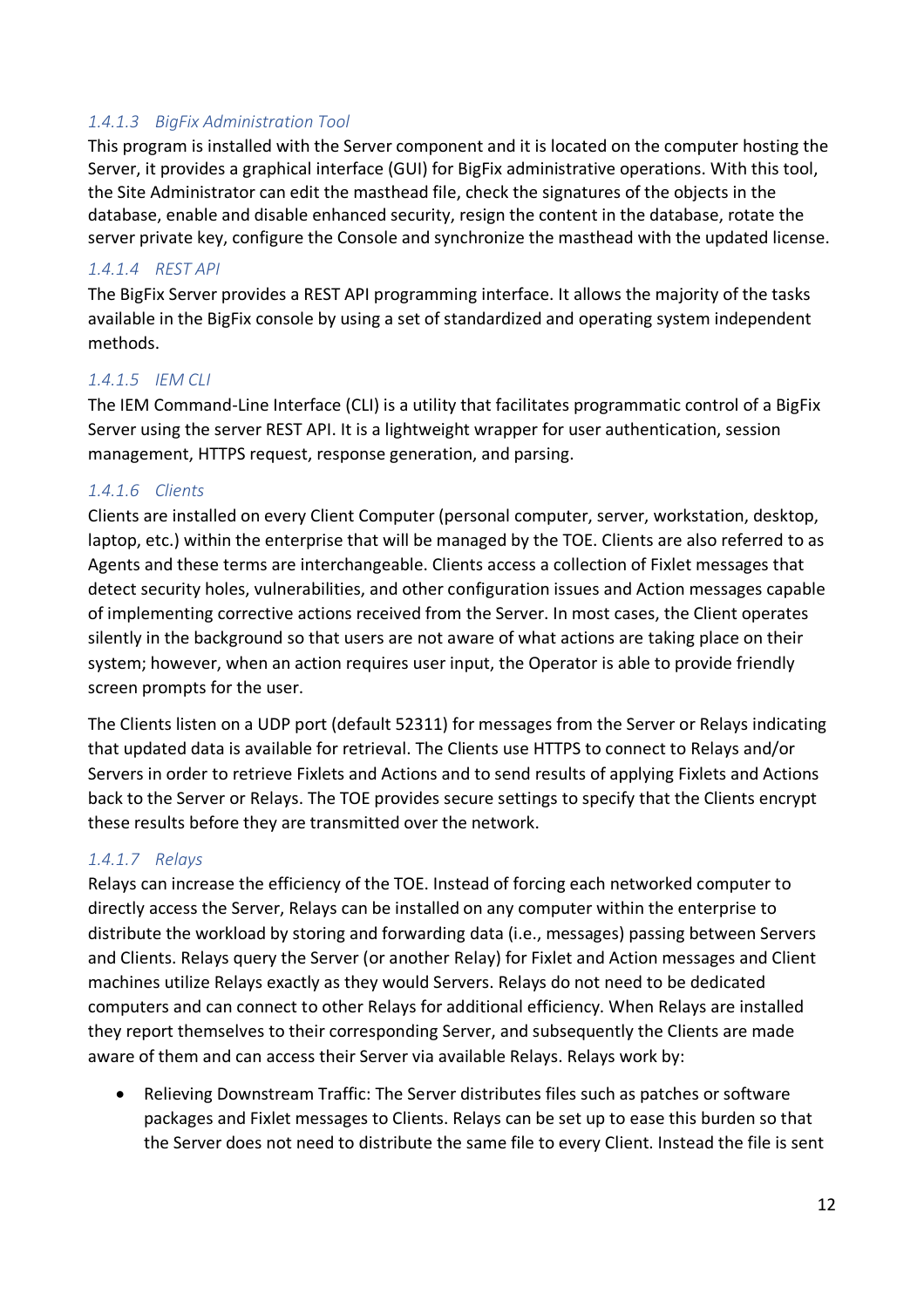#### 1.4.1.3 BigFix Administration Tool

This program is installed with the Server component and it is located on the computer hosting the Server, it provides a graphical interface (GUI) for BigFix administrative operations. With this tool, the Site Administrator can edit the masthead file, check the signatures of the objects in the database, enable and disable enhanced security, resign the content in the database, rotate the server private key, configure the Console and synchronize the masthead with the updated license.

#### 1.4.1.4 REST API

The BigFix Server provides a REST API programming interface. It allows the majority of the tasks available in the BigFix console by using a set of standardized and operating system independent methods.

#### 1.4.1.5 IEM CLI

The IEM Command-Line Interface (CLI) is a utility that facilitates programmatic control of a BigFix Server using the server REST API. It is a lightweight wrapper for user authentication, session management, HTTPS request, response generation, and parsing.

#### 1.4.1.6 Clients

Clients are installed on every Client Computer (personal computer, server, workstation, desktop, laptop, etc.) within the enterprise that will be managed by the TOE. Clients are also referred to as Agents and these terms are interchangeable. Clients access a collection of Fixlet messages that detect security holes, vulnerabilities, and other configuration issues and Action messages capable of implementing corrective actions received from the Server. In most cases, the Client operates silently in the background so that users are not aware of what actions are taking place on their system; however, when an action requires user input, the Operator is able to provide friendly screen prompts for the user.

The Clients listen on a UDP port (default 52311) for messages from the Server or Relays indicating that updated data is available for retrieval. The Clients use HTTPS to connect to Relays and/or Servers in order to retrieve Fixlets and Actions and to send results of applying Fixlets and Actions back to the Server or Relays. The TOE provides secure settings to specify that the Clients encrypt these results before they are transmitted over the network.

#### 1.4.1.7 Relays

Relays can increase the efficiency of the TOE. Instead of forcing each networked computer to directly access the Server, Relays can be installed on any computer within the enterprise to distribute the workload by storing and forwarding data (i.e., messages) passing between Servers and Clients. Relays query the Server (or another Relay) for Fixlet and Action messages and Client machines utilize Relays exactly as they would Servers. Relays do not need to be dedicated computers and can connect to other Relays for additional efficiency. When Relays are installed they report themselves to their corresponding Server, and subsequently the Clients are made aware of them and can access their Server via available Relays. Relays work by:

- Relieving Downstream Traffic: The Server distributes files such as patches or software packages and Fixlet messages to Clients. Relays can be set up to ease this burden so that the Server does not need to distribute the same file to every Client. Instead the file is sent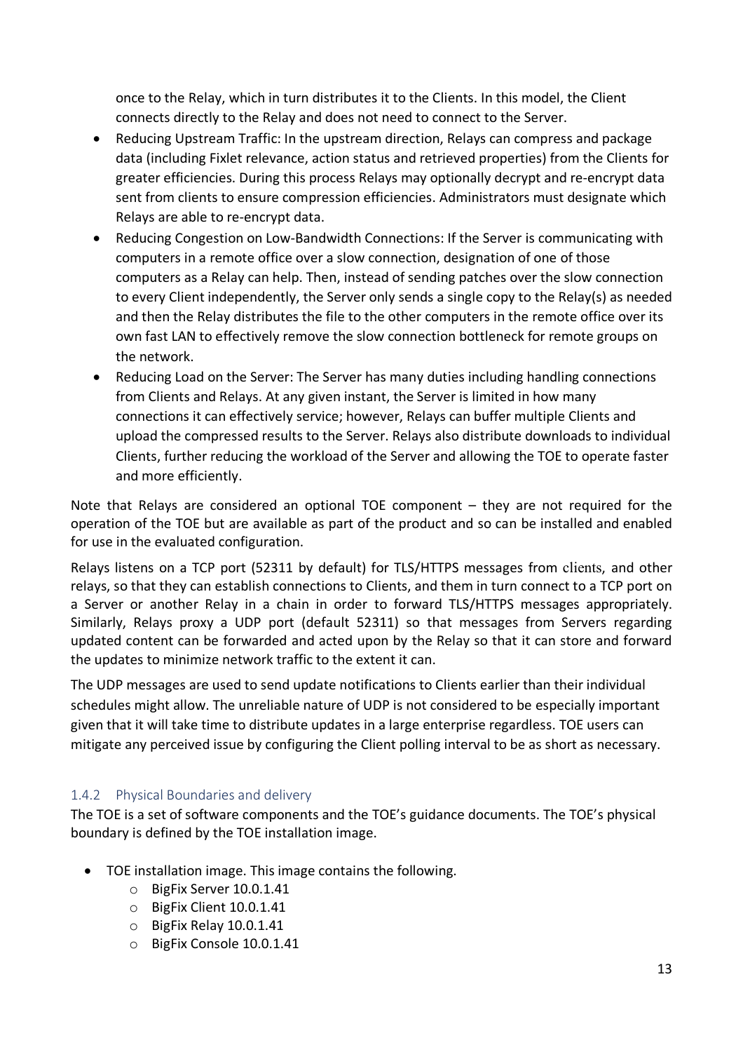once to the Relay, which in turn distributes it to the Clients. In this model, the Client connects directly to the Relay and does not need to connect to the Server.

- Reducing Upstream Traffic: In the upstream direction, Relays can compress and package data (including Fixlet relevance, action status and retrieved properties) from the Clients for greater efficiencies. During this process Relays may optionally decrypt and re-encrypt data sent from clients to ensure compression efficiencies. Administrators must designate which Relays are able to re-encrypt data.
- Reducing Congestion on Low-Bandwidth Connections: If the Server is communicating with computers in a remote office over a slow connection, designation of one of those computers as a Relay can help. Then, instead of sending patches over the slow connection to every Client independently, the Server only sends a single copy to the Relay(s) as needed and then the Relay distributes the file to the other computers in the remote office over its own fast LAN to effectively remove the slow connection bottleneck for remote groups on the network.
- Reducing Load on the Server: The Server has many duties including handling connections from Clients and Relays. At any given instant, the Server is limited in how many connections it can effectively service; however, Relays can buffer multiple Clients and upload the compressed results to the Server. Relays also distribute downloads to individual Clients, further reducing the workload of the Server and allowing the TOE to operate faster and more efficiently.

Note that Relays are considered an optional TOE component – they are not required for the operation of the TOE but are available as part of the product and so can be installed and enabled for use in the evaluated configuration.

Relays listens on a TCP port (52311 by default) for TLS/HTTPS messages from clients, and other relays, so that they can establish connections to Clients, and them in turn connect to a TCP port on a Server or another Relay in a chain in order to forward TLS/HTTPS messages appropriately. Similarly, Relays proxy a UDP port (default 52311) so that messages from Servers regarding updated content can be forwarded and acted upon by the Relay so that it can store and forward the updates to minimize network traffic to the extent it can.

The UDP messages are used to send update notifications to Clients earlier than their individual schedules might allow. The unreliable nature of UDP is not considered to be especially important given that it will take time to distribute updates in a large enterprise regardless. TOE users can mitigate any perceived issue by configuring the Client polling interval to be as short as necessary.

### 1.4.2 Physical Boundaries and delivery

The TOE is a set of software components and the TOE's guidance documents. The TOE's physical boundary is defined by the TOE installation image.

- TOE installation image. This image contains the following.
  - BigFix Server 10.0.1.41
  - BigFix Client 10.0.1.41
  - BigFix Relay 10.0.1.41
  - BigFix Console 10.0.1.41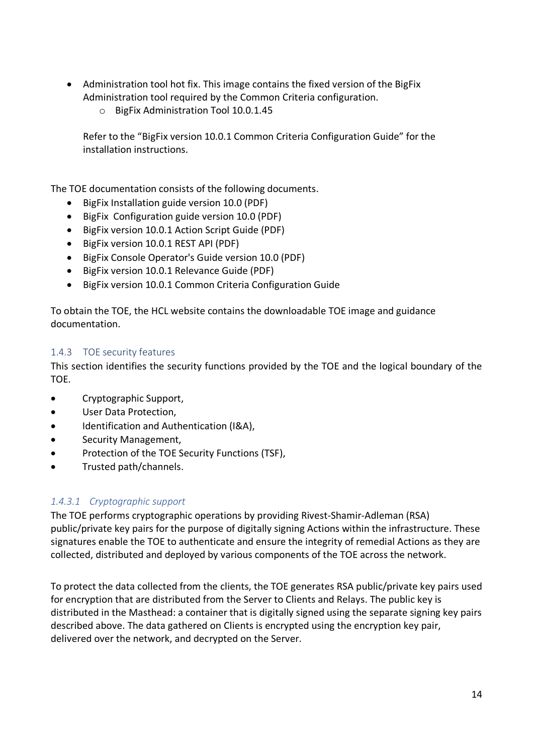- Administration tool hot fix. This image contains the fixed version of the BigFix Administration tool required by the Common Criteria configuration.
    - BigFix Administration Tool 10.0.1.45

  Refer to the “BigFix version 10.0.1 Common Criteria Configuration Guide” for the installation instructions.

The TOE documentation consists of the following documents.

- BigFix Installation guide version 10.0 (PDF)
- BigFix Configuration guide version 10.0 (PDF)
- BigFix version 10.0.1 Action Script Guide (PDF)
- BigFix version 10.0.1 REST API (PDF)
- BigFix Console Operator's Guide version 10.0 (PDF)
- BigFix version 10.0.1 Relevance Guide (PDF)
- BigFix version 10.0.1 Common Criteria Configuration Guide

To obtain the TOE, the HCL website contains the downloadable TOE image and guidance documentation.

### 1.4.3 TOE security features

This section identifies the security functions provided by the TOE and the logical boundary of the TOE.

- Cryptographic Support,
- User Data Protection,
- Identification and Authentication (I&A),
- Security Management,
- Protection of the TOE Security Functions (TSF),
- Trusted path/channels.

#### *1.4.3.1 Cryptographic support*

The TOE performs cryptographic operations by providing Rivest-Shamir-Adleman (RSA) public/private key pairs for the purpose of digitally signing Actions within the infrastructure. These signatures enable the TOE to authenticate and ensure the integrity of remedial Actions as they are collected, distributed and deployed by various components of the TOE across the network.

To protect the data collected from the clients, the TOE generates RSA public/private key pairs used for encryption that are distributed from the Server to Clients and Relays. The public key is distributed in the Masthead: a container that is digitally signed using the separate signing key pairs described above. The data gathered on Clients is encrypted using the encryption key pair, delivered over the network, and decrypted on the Server.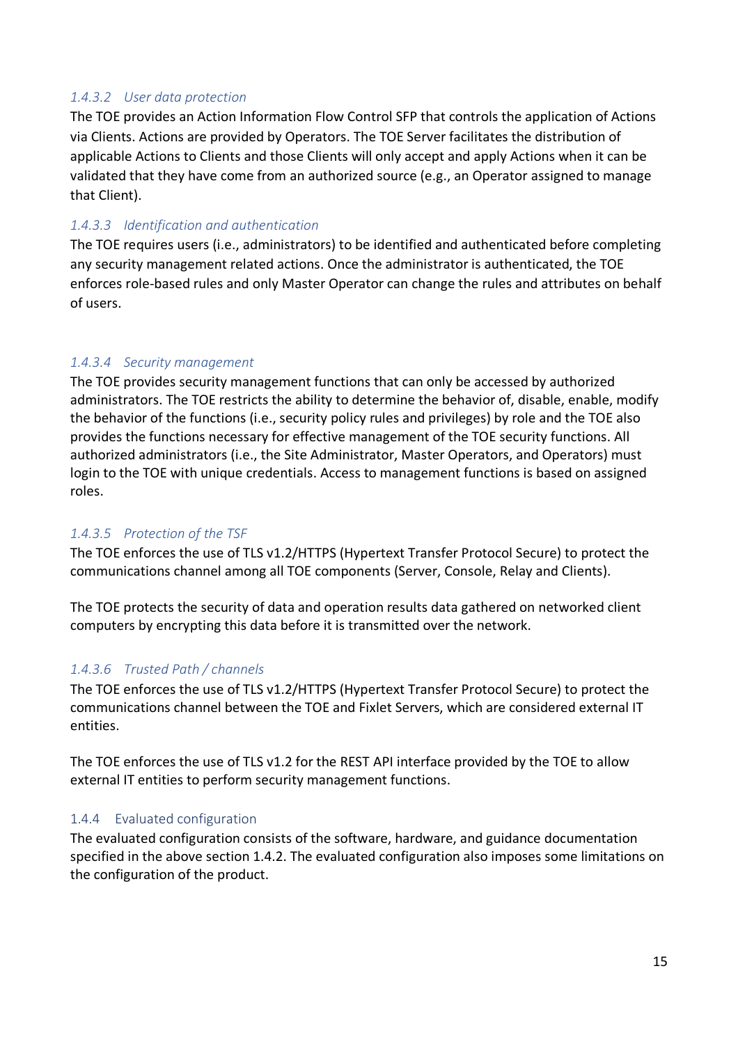#### 1.4.3.2 User data protection

The TOE provides an Action Information Flow Control SFP that controls the application of Actions via Clients. Actions are provided by Operators. The TOE Server facilitates the distribution of applicable Actions to Clients and those Clients will only accept and apply Actions when it can be validated that they have come from an authorized source (e.g., an Operator assigned to manage that Client).

#### 1.4.3.3 Identification and authentication

The TOE requires users (i.e., administrators) to be identified and authenticated before completing any security management related actions. Once the administrator is authenticated, the TOE enforces role-based rules and only Master Operator can change the rules and attributes on behalf of users.

#### 1.4.3.4 Security management

The TOE provides security management functions that can only be accessed by authorized administrators. The TOE restricts the ability to determine the behavior of, disable, enable, modify the behavior of the functions (i.e., security policy rules and privileges) by role and the TOE also provides the functions necessary for effective management of the TOE security functions. All authorized administrators (i.e., the Site Administrator, Master Operators, and Operators) must login to the TOE with unique credentials. Access to management functions is based on assigned roles.

#### 1.4.3.5 Protection of the TSF

The TOE enforces the use of TLS v1.2/HTTPS (Hypertext Transfer Protocol Secure) to protect the communications channel among all TOE components (Server, Console, Relay and Clients).

The TOE protects the security of data and operation results data gathered on networked client computers by encrypting this data before it is transmitted over the network.

#### 1.4.3.6 Trusted Path / channels

The TOE enforces the use of TLS v1.2/HTTPS (Hypertext Transfer Protocol Secure) to protect the communications channel between the TOE and Fixlet Servers, which are considered external IT entities.

The TOE enforces the use of TLS v1.2 for the REST API interface provided by the TOE to allow external IT entities to perform security management functions.

### 1.4.4 Evaluated configuration

The evaluated configuration consists of the software, hardware, and guidance documentation specified in the above section 1.4.2. The evaluated configuration also imposes some limitations on the configuration of the product.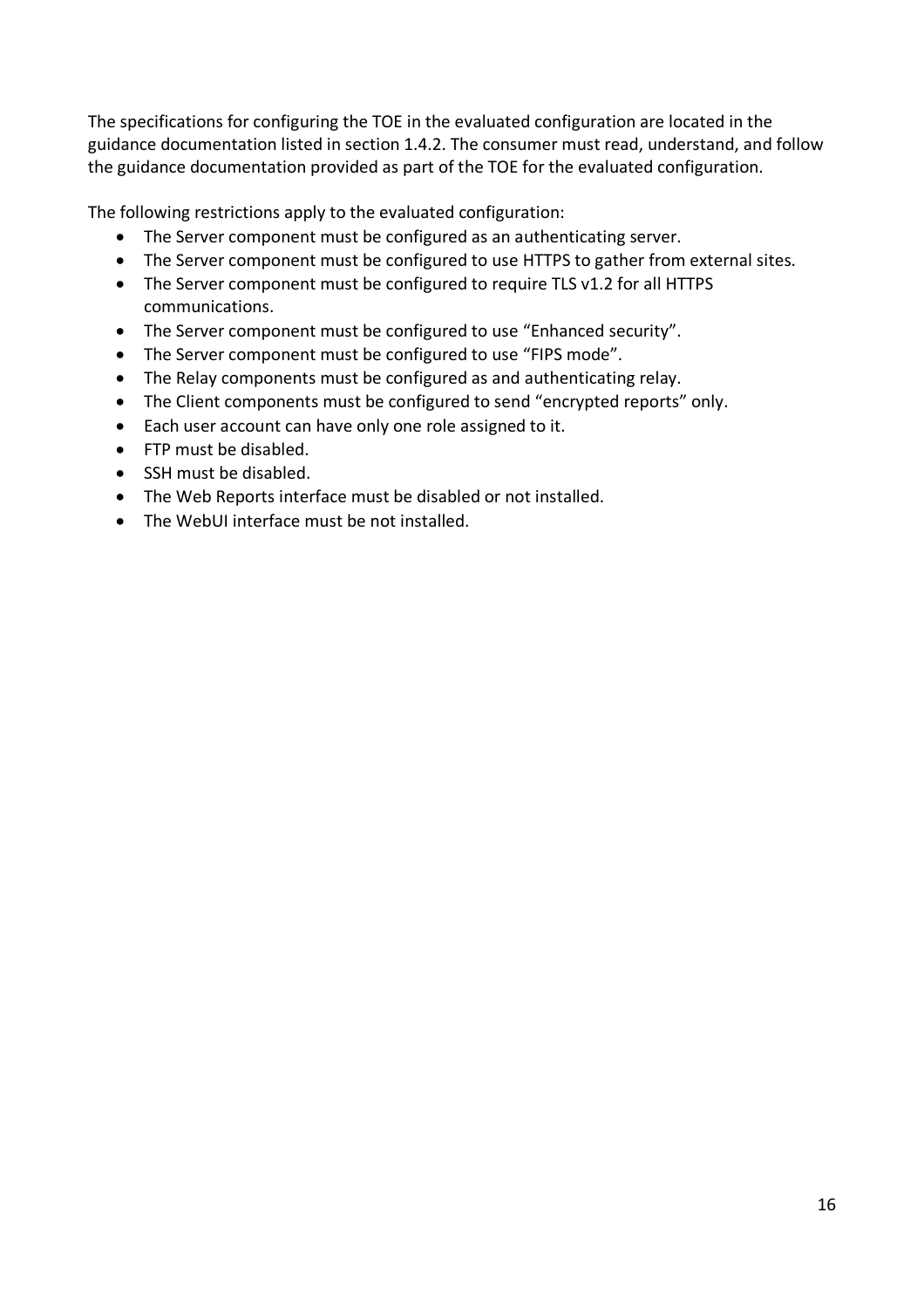The specifications for configuring the TOE in the evaluated configuration are located in the guidance documentation listed in section 1.4.2. The consumer must read, understand, and follow the guidance documentation provided as part of the TOE for the evaluated configuration.

The following restrictions apply to the evaluated configuration:

- The Server component must be configured as an authenticating server.
- The Server component must be configured to use HTTPS to gather from external sites.
- The Server component must be configured to require TLS v1.2 for all HTTPS communications.
- The Server component must be configured to use "Enhanced security".
- The Server component must be configured to use "FIPS mode".
- The Relay components must be configured as and authenticating relay.
- The Client components must be configured to send "encrypted reports" only.
- Each user account can have only one role assigned to it.
- FTP must be disabled.
- SSH must be disabled.
- The Web Reports interface must be disabled or not installed.
- The WebUI interface must be not installed.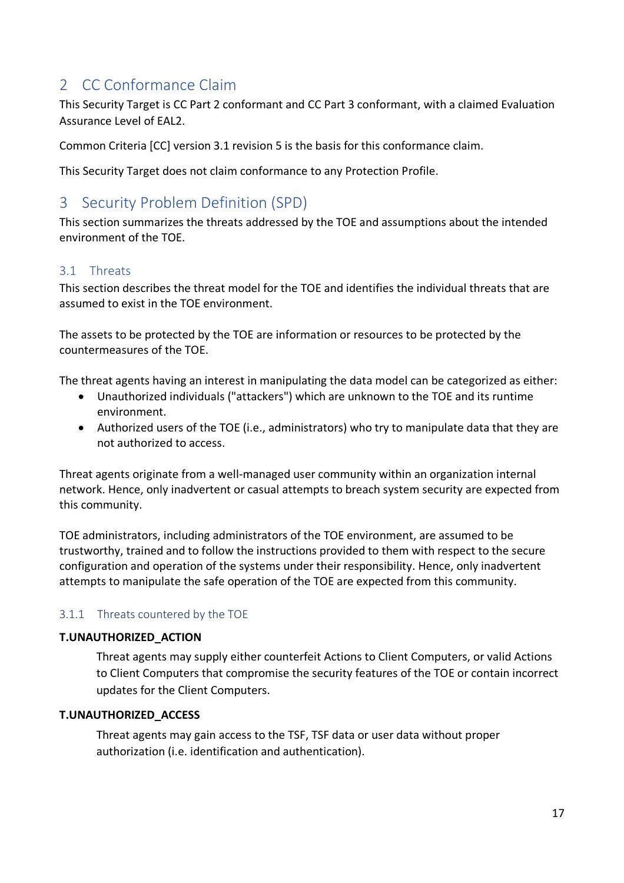# 2 CC Conformance Claim

This Security Target is CC Part 2 conformant and CC Part 3 conformant, with a claimed Evaluation Assurance Level of EAL2.

Common Criteria [CC] version 3.1 revision 5 is the basis for this conformance claim.

This Security Target does not claim conformance to any Protection Profile.

# 3 Security Problem Definition (SPD)

This section summarizes the threats addressed by the TOE and assumptions about the intended environment of the TOE.

## 3.1 Threats

This section describes the threat model for the TOE and identifies the individual threats that are assumed to exist in the TOE environment.

The assets to be protected by the TOE are information or resources to be protected by the countermeasures of the TOE.

The threat agents having an interest in manipulating the data model can be categorized as either:

- Unauthorized individuals ("attackers") which are unknown to the TOE and its runtime environment.
- Authorized users of the TOE (i.e., administrators) who try to manipulate data that they are not authorized to access.

Threat agents originate from a well-managed user community within an organization internal network. Hence, only inadvertent or casual attempts to breach system security are expected from this community.

TOE administrators, including administrators of the TOE environment, are assumed to be trustworthy, trained and to follow the instructions provided to them with respect to the secure configuration and operation of the systems under their responsibility. Hence, only inadvertent attempts to manipulate the safe operation of the TOE are expected from this community.

### 3.1.1 Threats countered by the TOE

**T.UNAUTHORIZED_ACTION**

Threat agents may supply either counterfeit Actions to Client Computers, or valid Actions to Client Computers that compromise the security features of the TOE or contain incorrect updates for the Client Computers.

**T.UNAUTHORIZED_ACCESS**

Threat agents may gain access to the TSF, TSF data or user data without proper authorization (i.e. identification and authentication).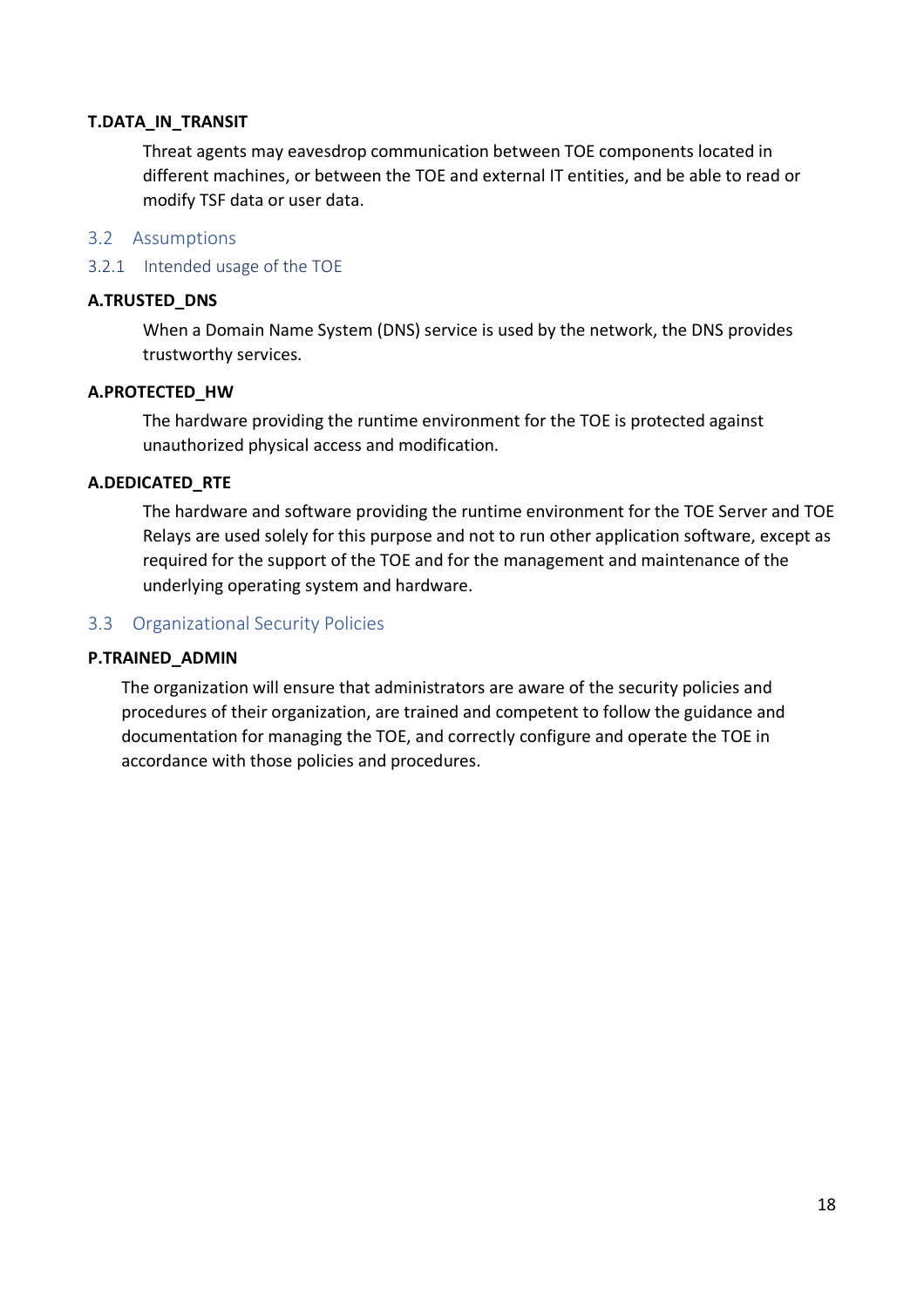**T.DATA_IN_TRANSIT**

Threat agents may eavesdrop communication between TOE components located in different machines, or between the TOE and external IT entities, and be able to read or modify TSF data or user data.

## 3.2 Assumptions

### 3.2.1 Intended usage of the TOE

**A.TRUSTED_DNS**

When a Domain Name System (DNS) service is used by the network, the DNS provides trustworthy services.

**A.PROTECTED_HW**

The hardware providing the runtime environment for the TOE is protected against unauthorized physical access and modification.

**A.DEDICATED_RTE**

The hardware and software providing the runtime environment for the TOE Server and TOE Relays are used solely for this purpose and not to run other application software, except as required for the support of the TOE and for the management and maintenance of the underlying operating system and hardware.

## 3.3 Organizational Security Policies

**P.TRAINED_ADMIN**

The organization will ensure that administrators are aware of the security policies and procedures of their organization, are trained and competent to follow the guidance and documentation for managing the TOE, and correctly configure and operate the TOE in accordance with those policies and procedures.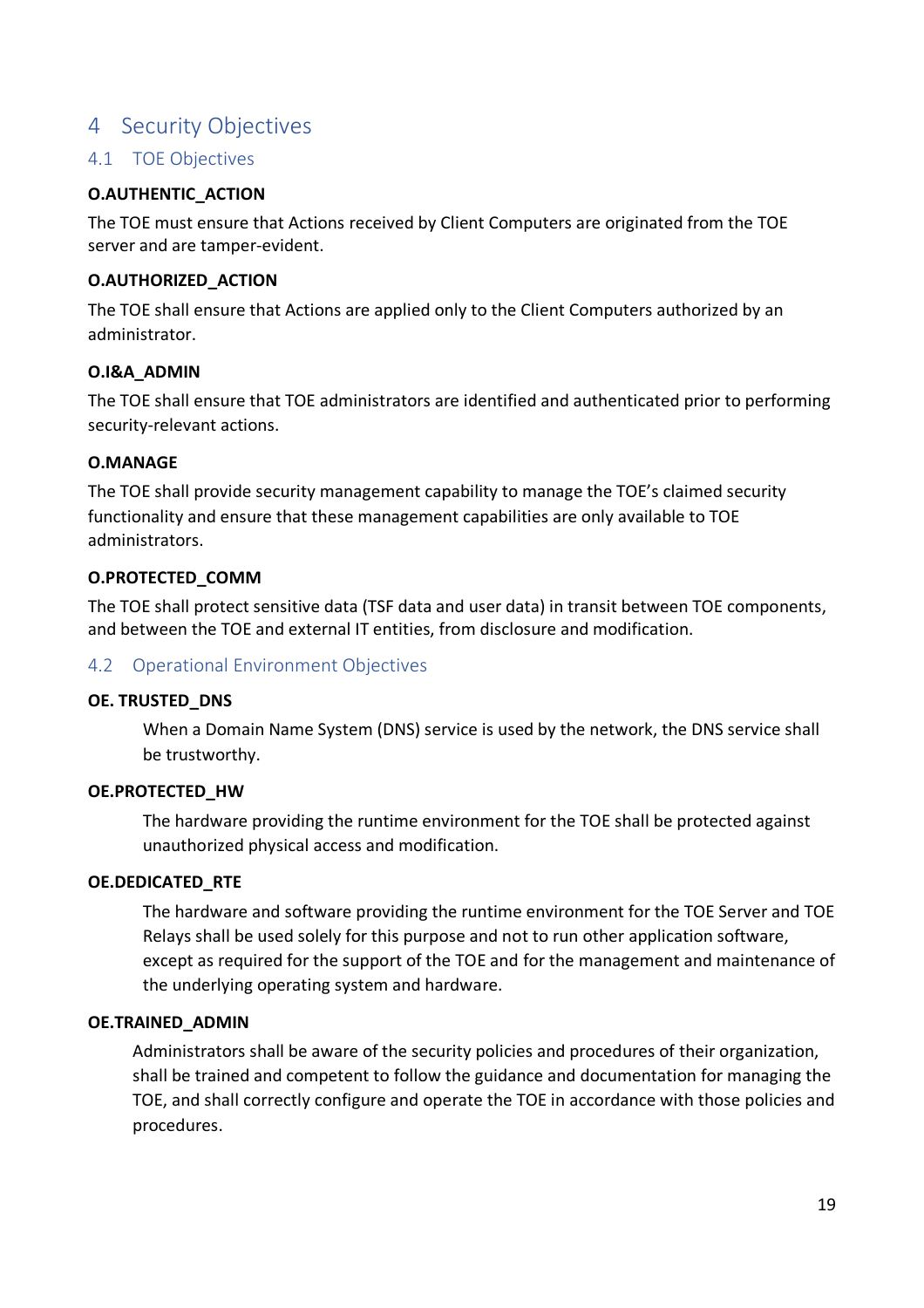# 4 Security Objectives

## 4.1 TOE Objectives

**O.AUTHENTIC_ACTION**

The TOE must ensure that Actions received by Client Computers are originated from the TOE server and are tamper-evident.

**O.AUTHORIZED_ACTION**

The TOE shall ensure that Actions are applied only to the Client Computers authorized by an administrator.

**O.I&A_ADMIN**

The TOE shall ensure that TOE administrators are identified and authenticated prior to performing security-relevant actions.

**O.MANAGE**

The TOE shall provide security management capability to manage the TOE's claimed security functionality and ensure that these management capabilities are only available to TOE administrators.

**O.PROTECTED_COMM**

The TOE shall protect sensitive data (TSF data and user data) in transit between TOE components, and between the TOE and external IT entities, from disclosure and modification.

## 4.2 Operational Environment Objectives

**OE. TRUSTED_DNS**

When a Domain Name System (DNS) service is used by the network, the DNS service shall be trustworthy.

**OE.PROTECTED_HW**

The hardware providing the runtime environment for the TOE shall be protected against unauthorized physical access and modification.

**OE.DEDICATED_RTE**

The hardware and software providing the runtime environment for the TOE Server and TOE Relays shall be used solely for this purpose and not to run other application software, except as required for the support of the TOE and for the management and maintenance of the underlying operating system and hardware.

**OE.TRAINED_ADMIN**

Administrators shall be aware of the security policies and procedures of their organization, shall be trained and competent to follow the guidance and documentation for managing the TOE, and shall correctly configure and operate the TOE in accordance with those policies and procedures.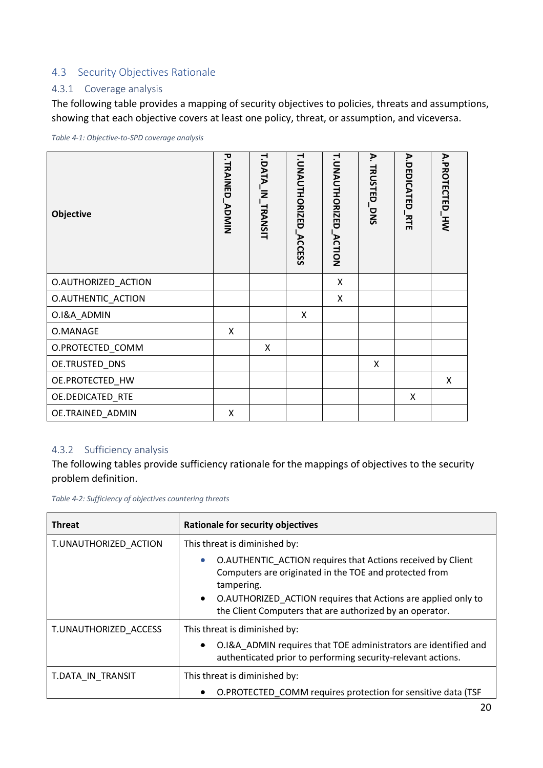## 4.3 Security Objectives Rationale

### 4.3.1 Coverage analysis

The following table provides a mapping of security objectives to policies, threats and assumptions, showing that each objective covers at least one policy, threat, or assumption, and viceversa.

*Table 4-1: Objective-to-SPD coverage analysis*

| Objective | P.TRAINED_ADMIN | T.DATA_IN_TRANSIT | T.UNAUTHORIZED_ACCESS | T.UNAUTHORIZED_ACTION | A. TRUSTED_DNS | A.DEDICATED_RTE | A.PROTECTED_HW |
|---|---|---|---|---|---|---|---|
| O.AUTHORIZED_ACTION | | | | X | | | |
| O.AUTHENTIC_ACTION | | | | X | | | |
| O.I&A_ADMIN | | | X | | | | |
| O.MANAGE | X | | | | | | |
| O.PROTECTED_COMM | | X | | | | | |
| OE.TRUSTED_DNS | | | | | X | | |
| OE.PROTECTED_HW | | | | | | | X |
| OE.DEDICATED_RTE | | | | | | X | |
| OE.TRAINED_ADMIN | X | | | | | | |

### 4.3.2 Sufficiency analysis

The following tables provide sufficiency rationale for the mappings of objectives to the security problem definition.

*Table 4-2: Sufficiency of objectives countering threats*

| Threat | Rationale for security objectives |
|---|---|
| T.UNAUTHORIZED_ACTION | This threat is diminished by:<br>• O.AUTHENTIC_ACTION requires that Actions received by Client Computers are originated in the TOE and protected from tampering.<br>• O.AUTHORIZED_ACTION requires that Actions are applied only to the Client Computers that are authorized by an operator. |
| T.UNAUTHORIZED_ACCESS | This threat is diminished by:<br>• O.I&A_ADMIN requires that TOE administrators are identified and authenticated prior to performing security-relevant actions. |
| T.DATA_IN_TRANSIT | This threat is diminished by:<br>• O.PROTECTED_COMM requires protection for sensitive data (TSF |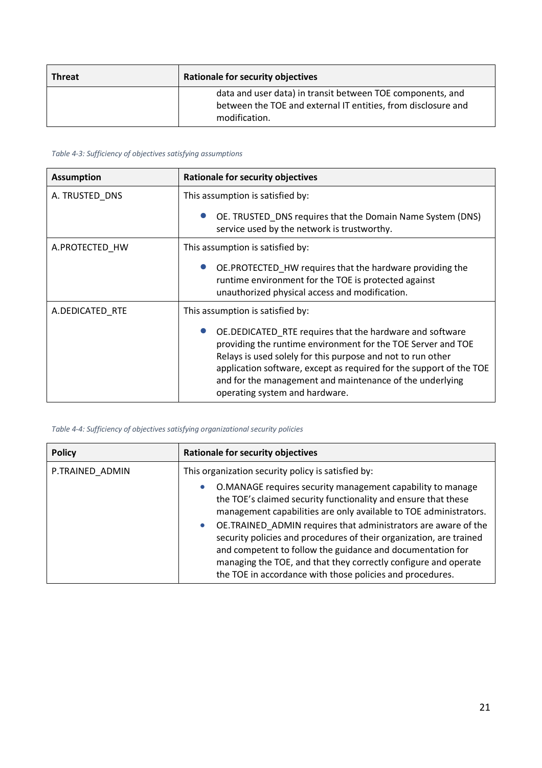| Threat | Rationale for security objectives |
|---|---|
| | data and user data) in transit between TOE components, and between the TOE and external IT entities, from disclosure and modification. |

*Table 4-3: Sufficiency of objectives satisfying assumptions*

| Assumption | Rationale for security objectives |
|---|---|
| A. TRUSTED_DNS | This assumption is satisfied by:<br>• OE. TRUSTED_DNS requires that the Domain Name System (DNS) service used by the network is trustworthy. |
| A.PROTECTED_HW | This assumption is satisfied by:<br>• OE.PROTECTED_HW requires that the hardware providing the runtime environment for the TOE is protected against unauthorized physical access and modification. |
| A.DEDICATED_RTE | This assumption is satisfied by:<br>• OE.DEDICATED_RTE requires that the hardware and software providing the runtime environment for the TOE Server and TOE Relays is used solely for this purpose and not to run other application software, except as required for the support of the TOE and for the management and maintenance of the underlying operating system and hardware. |

*Table 4-4: Sufficiency of objectives satisfying organizational security policies*

| Policy | Rationale for security objectives |
|---|---|
| P.TRAINED_ADMIN | This organization security policy is satisfied by:<br>• O.MANAGE requires security management capability to manage the TOE's claimed security functionality and ensure that these management capabilities are only available to TOE administrators.<br>• OE.TRAINED_ADMIN requires that administrators are aware of the security policies and procedures of their organization, are trained and competent to follow the guidance and documentation for managing the TOE, and that they correctly configure and operate the TOE in accordance with those policies and procedures. |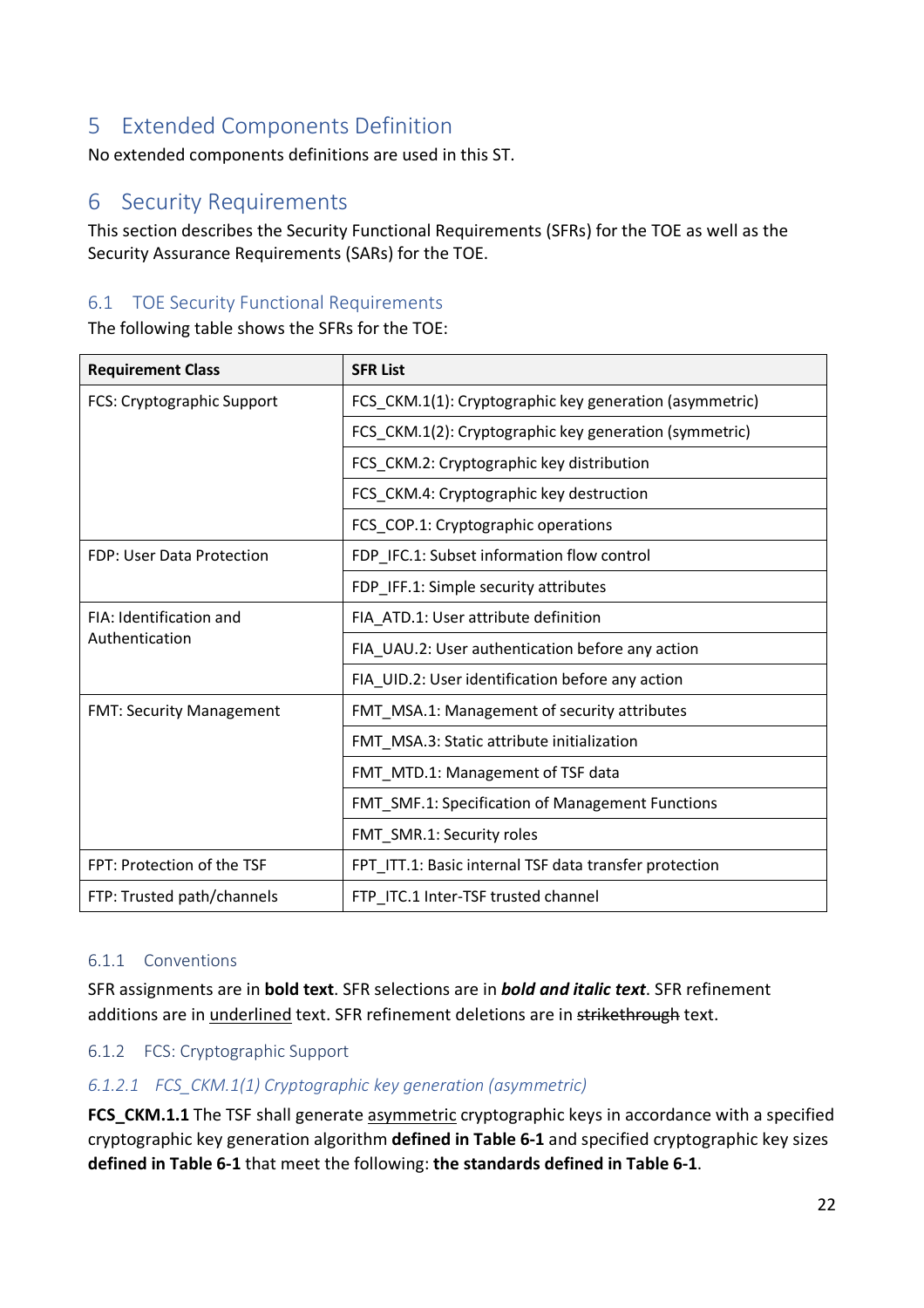# 5 Extended Components Definition

No extended components definitions are used in this ST.

# 6 Security Requirements

This section describes the Security Functional Requirements (SFRs) for the TOE as well as the Security Assurance Requirements (SARs) for the TOE.

## 6.1 TOE Security Functional Requirements

The following table shows the SFRs for the TOE:

| Requirement Class | SFR List |
|---|---|
| FCS: Cryptographic Support | FCS_CKM.1(1): Cryptographic key generation (asymmetric) |
| | FCS_CKM.1(2): Cryptographic key generation (symmetric) |
| | FCS_CKM.2: Cryptographic key distribution |
| | FCS_CKM.4: Cryptographic key destruction |
| | FCS_COP.1: Cryptographic operations |
| FDP: User Data Protection | FDP_IFC.1: Subset information flow control |
| | FDP_IFF.1: Simple security attributes |
| FIA: Identification and Authentication | FIA_ATD.1: User attribute definition |
| | FIA_UAU.2: User authentication before any action |
| | FIA_UID.2: User identification before any action |
| FMT: Security Management | FMT_MSA.1: Management of security attributes |
| | FMT_MSA.3: Static attribute initialization |
| | FMT_MTD.1: Management of TSF data |
| | FMT_SMF.1: Specification of Management Functions |
| | FMT_SMR.1: Security roles |
| FPT: Protection of the TSF | FPT_ITT.1: Basic internal TSF data transfer protection |
| FTP: Trusted path/channels | FTP_ITC.1 Inter-TSF trusted channel |

### 6.1.1 Conventions

SFR assignments are in **bold text**. SFR selections are in ***bold and italic text***. SFR refinement additions are in <u>underlined</u> text. SFR refinement deletions are in ~~strikethrough~~ text.

### 6.1.2 FCS: Cryptographic Support

#### *6.1.2.1 FCS_CKM.1(1) Cryptographic key generation (asymmetric)*

**FCS_CKM.1.1** The TSF shall generate <u>asymmetric</u> cryptographic keys in accordance with a specified cryptographic key generation algorithm **defined in Table 6-1** and specified cryptographic key sizes **defined in Table 6-1** that meet the following: **the standards defined in Table 6-1**.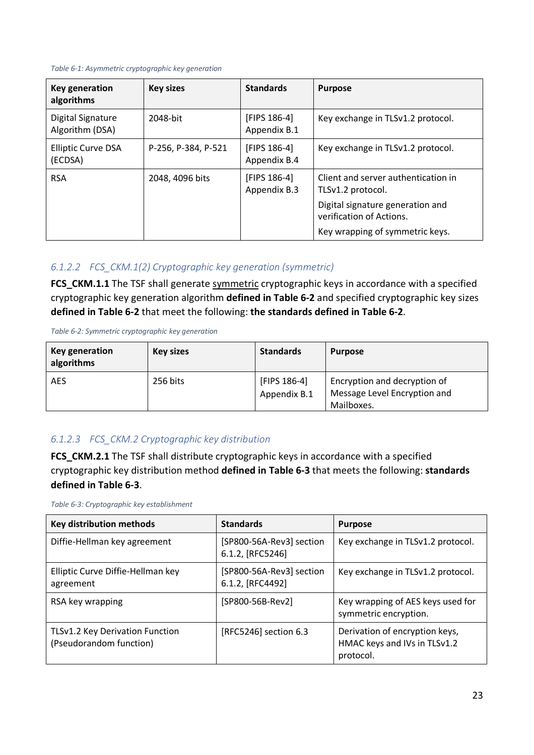*Table 6-1: Asymmetric cryptographic key generation*

| Key generation algorithms | Key sizes | Standards | Purpose |
|---|---|---|---|
| Digital Signature Algorithm (DSA) | 2048-bit | [FIPS 186-4] Appendix B.1 | Key exchange in TLSv1.2 protocol. |
| Elliptic Curve DSA (ECDSA) | P-256, P-384, P-521 | [FIPS 186-4] Appendix B.4 | Key exchange in TLSv1.2 protocol. |
| RSA | 2048, 4096 bits | [FIPS 186-4] Appendix B.3 | Client and server authentication in TLSv1.2 protocol.<br>Digital signature generation and verification of Actions.<br>Key wrapping of symmetric keys. |

### 6.1.2.2 FCS_CKM.1(2) Cryptographic key generation (symmetric)

**FCS_CKM.1.1** The TSF shall generate symmetric cryptographic keys in accordance with a specified cryptographic key generation algorithm **defined in Table 6-2** and specified cryptographic key sizes **defined in Table 6-2** that meet the following: **the standards defined in Table 6-2**.

*Table 6-2: Symmetric cryptographic key generation*

| Key generation algorithms | Key sizes | Standards | Purpose |
|---|---|---|---|
| AES | 256 bits | [FIPS 186-4] Appendix B.1 | Encryption and decryption of Message Level Encryption and Mailboxes. |

### 6.1.2.3 FCS_CKM.2 Cryptographic key distribution

**FCS_CKM.2.1** The TSF shall distribute cryptographic keys in accordance with a specified cryptographic key distribution method **defined in Table 6-3** that meets the following: **standards defined in Table 6-3**.

*Table 6-3: Cryptographic key establishment*

| Key distribution methods | Standards | Purpose |
|---|---|---|
| Diffie-Hellman key agreement | [SP800-56A-Rev3] section 6.1.2, [RFC5246] | Key exchange in TLSv1.2 protocol. |
| Elliptic Curve Diffie-Hellman key agreement | [SP800-56A-Rev3] section 6.1.2, [RFC4492] | Key exchange in TLSv1.2 protocol. |
| RSA key wrapping | [SP800-56B-Rev2] | Key wrapping of AES keys used for symmetric encryption. |
| TLSv1.2 Key Derivation Function (Pseudorandom function) | [RFC5246] section 6.3 | Derivation of encryption keys, HMAC keys and IVs in TLSv1.2 protocol. |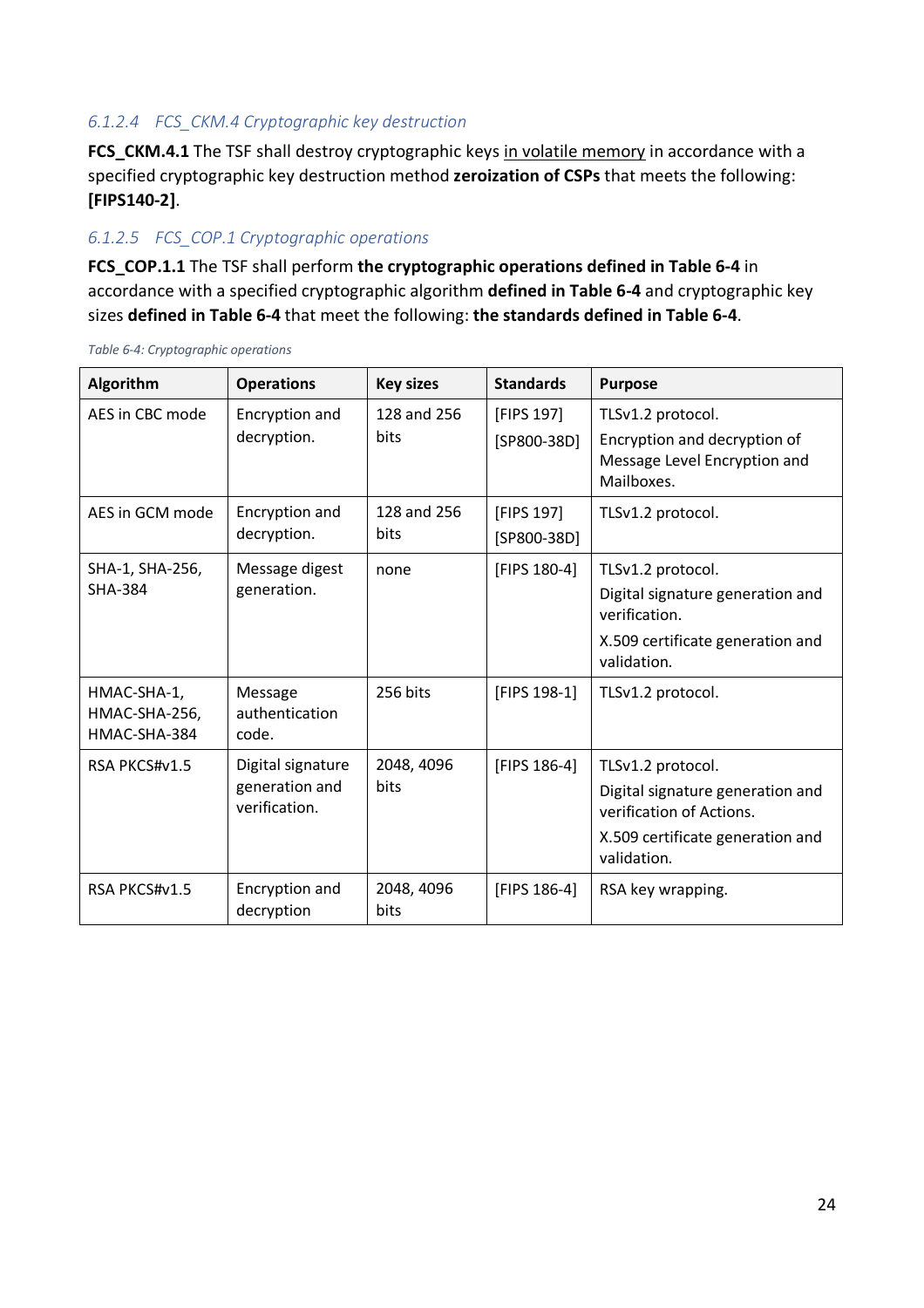#### 6.1.2.4 FCS_CKM.4 Cryptographic key destruction

**FCS_CKM.4.1** The TSF shall destroy cryptographic keys <u>in volatile memory</u> in accordance with a specified cryptographic key destruction method **zeroization of CSPs** that meets the following: **[FIPS140-2]**.

#### 6.1.2.5 FCS_COP.1 Cryptographic operations

**FCS_COP.1.1** The TSF shall perform **the cryptographic operations defined in Table 6-4** in accordance with a specified cryptographic algorithm **defined in Table 6-4** and cryptographic key sizes **defined in Table 6-4** that meet the following: **the standards defined in Table 6-4**.

*Table 6-4: Cryptographic operations*

| Algorithm | Operations | Key sizes | Standards | Purpose |
|---|---|---|---|---|
| AES in CBC mode | Encryption and decryption. | 128 and 256 bits | [FIPS 197] [SP800-38D] | TLSv1.2 protocol. Encryption and decryption of Message Level Encryption and Mailboxes. |
| AES in GCM mode | Encryption and decryption. | 128 and 256 bits | [FIPS 197] [SP800-38D] | TLSv1.2 protocol. |
| SHA-1, SHA-256, SHA-384 | Message digest generation. | none | [FIPS 180-4] | TLSv1.2 protocol. Digital signature generation and verification. X.509 certificate generation and validation. |
| HMAC-SHA-1, HMAC-SHA-256, HMAC-SHA-384 | Message authentication code. | 256 bits | [FIPS 198-1] | TLSv1.2 protocol. |
| RSA PKCS#v1.5 | Digital signature generation and verification. | 2048, 4096 bits | [FIPS 186-4] | TLSv1.2 protocol. Digital signature generation and verification of Actions. X.509 certificate generation and validation. |
| RSA PKCS#v1.5 | Encryption and decryption | 2048, 4096 bits | [FIPS 186-4] | RSA key wrapping. |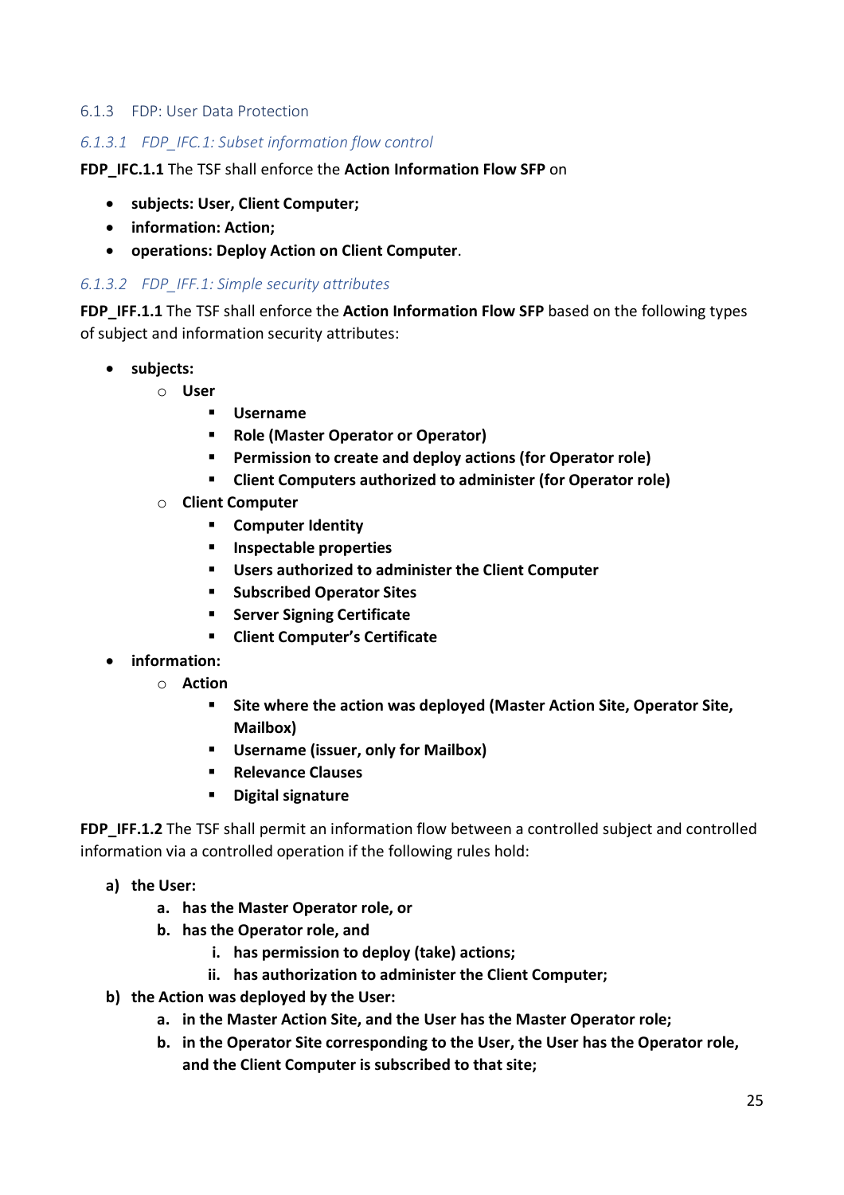### 6.1.3 FDP: User Data Protection

#### *6.1.3.1 FDP_IFC.1: Subset information flow control*

**FDP_IFC.1.1** The TSF shall enforce the **Action Information Flow SFP** on

- **subjects: User, Client Computer;**
- **information: Action;**
- **operations: Deploy Action on Client Computer**.

#### *6.1.3.2 FDP_IFF.1: Simple security attributes*

**FDP_IFF.1.1** The TSF shall enforce the **Action Information Flow SFP** based on the following types of subject and information security attributes:

- **subjects:**
  - **User**
    - **Username**
    - **Role (Master Operator or Operator)**
    - **Permission to create and deploy actions (for Operator role)**
    - **Client Computers authorized to administer (for Operator role)**
  - **Client Computer**
    - **Computer Identity**
    - **Inspectable properties**
    - **Users authorized to administer the Client Computer**
    - **Subscribed Operator Sites**
    - **Server Signing Certificate**
    - **Client Computer's Certificate**
- **information:**
  - **Action**
    - **Site where the action was deployed (Master Action Site, Operator Site, Mailbox)**
    - **Username (issuer, only for Mailbox)**
    - **Relevance Clauses**
    - **Digital signature**

**FDP_IFF.1.2** The TSF shall permit an information flow between a controlled subject and controlled information via a controlled operation if the following rules hold:

a) **the User:**
   a. **has the Master Operator role, or**
   b. **has the Operator role, and**
      i. **has permission to deploy (take) actions;**
      ii. **has authorization to administer the Client Computer;**

b) **the Action was deployed by the User:**
   a. **in the Master Action Site, and the User has the Master Operator role;**
   b. **in the Operator Site corresponding to the User, the User has the Operator role, and the Client Computer is subscribed to that site;**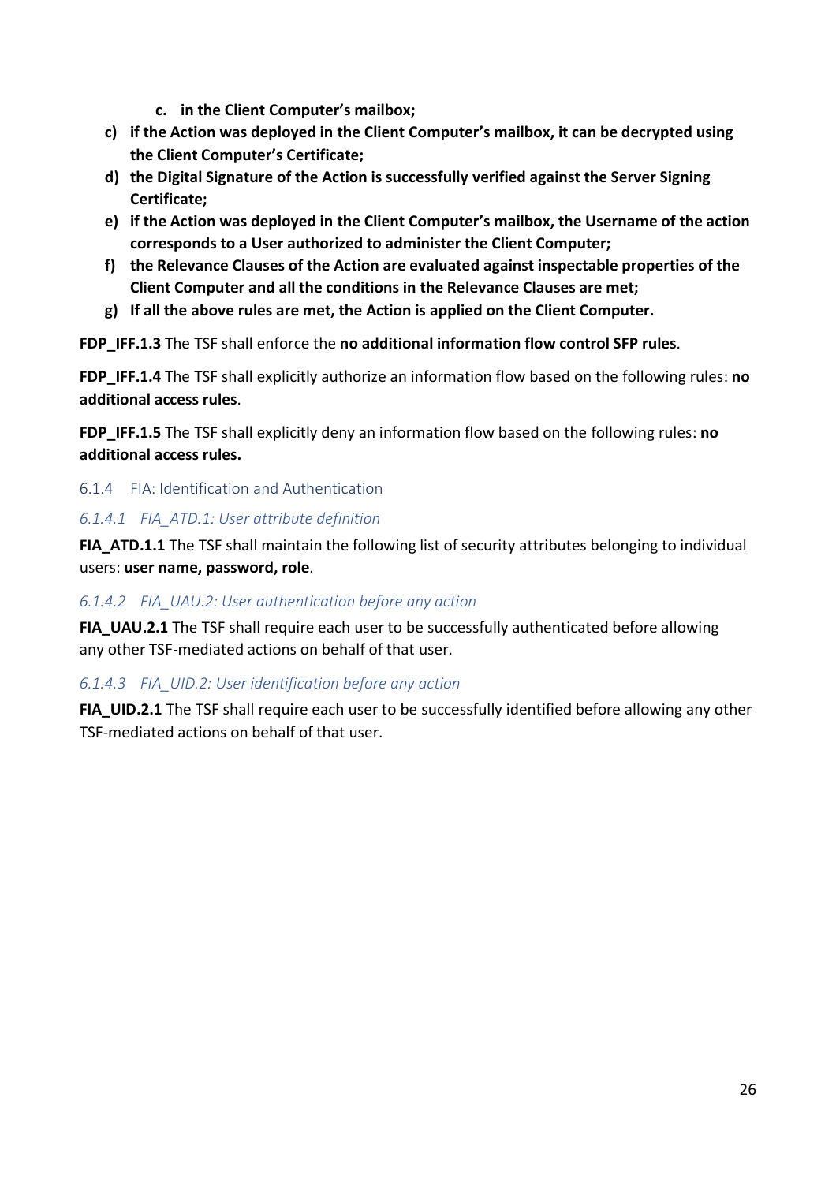c. **in the Client Computer's mailbox;**

c) **if the Action was deployed in the Client Computer's mailbox, it can be decrypted using the Client Computer's Certificate;**
d) **the Digital Signature of the Action is successfully verified against the Server Signing Certificate;**
e) **if the Action was deployed in the Client Computer's mailbox, the Username of the action corresponds to a User authorized to administer the Client Computer;**
f) **the Relevance Clauses of the Action are evaluated against inspectable properties of the Client Computer and all the conditions in the Relevance Clauses are met;**
g) **If all the above rules are met, the Action is applied on the Client Computer.**

**FDP_IFF.1.3** The TSF shall enforce the **no additional information flow control SFP rules**.

**FDP_IFF.1.4** The TSF shall explicitly authorize an information flow based on the following rules: **no additional access rules**.

**FDP_IFF.1.5** The TSF shall explicitly deny an information flow based on the following rules: **no additional access rules.**

### 6.1.4 FIA: Identification and Authentication

#### *6.1.4.1 FIA_ATD.1: User attribute definition*

**FIA_ATD.1.1** The TSF shall maintain the following list of security attributes belonging to individual users: **user name, password, role**.

#### *6.1.4.2 FIA_UAU.2: User authentication before any action*

**FIA_UAU.2.1** The TSF shall require each user to be successfully authenticated before allowing any other TSF-mediated actions on behalf of that user.

#### *6.1.4.3 FIA_UID.2: User identification before any action*

**FIA_UID.2.1** The TSF shall require each user to be successfully identified before allowing any other TSF-mediated actions on behalf of that user.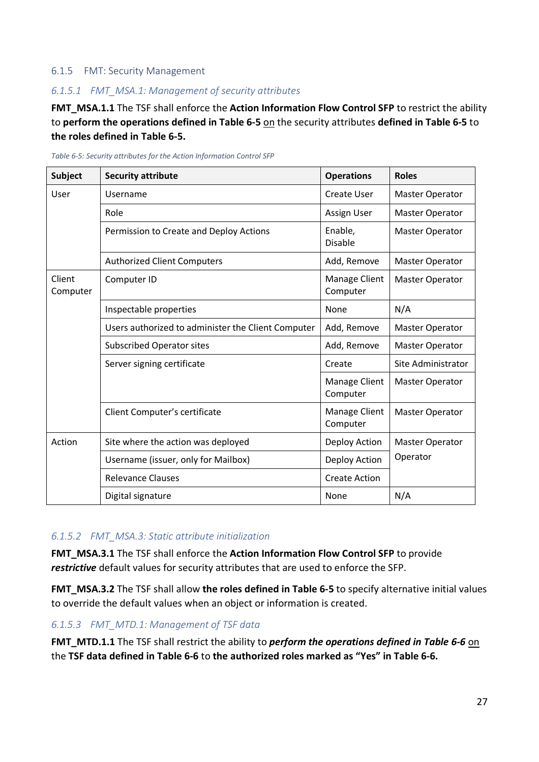### 6.1.5 FMT: Security Management

#### *6.1.5.1 FMT_MSA.1: Management of security attributes*

**FMT_MSA.1.1** The TSF shall enforce the **Action Information Flow Control SFP** to restrict the ability to **perform the operations defined in Table 6-5** on the security attributes **defined in Table 6-5** to **the roles defined in Table 6-5.**

*Table 6-5: Security attributes for the Action Information Control SFP*

| Subject | Security attribute | Operations | Roles |
|---|---|---|---|
| User | Username | Create User | Master Operator |
| | Role | Assign User | Master Operator |
| | Permission to Create and Deploy Actions | Enable, Disable | Master Operator |
| | Authorized Client Computers | Add, Remove | Master Operator |
| Client Computer | Computer ID | Manage Client Computer | Master Operator |
| | Inspectable properties | None | N/A |
| | Users authorized to administer the Client Computer | Add, Remove | Master Operator |
| | Subscribed Operator sites | Add, Remove | Master Operator |
| | Server signing certificate | Create | Site Administrator |
| | | Manage Client Computer | Master Operator |
| | Client Computer's certificate | Manage Client Computer | Master Operator |
| Action | Site where the action was deployed | Deploy Action | Master Operator Operator |
| | Username (issuer, only for Mailbox) | Deploy Action | |
| | Relevance Clauses | Create Action | |
| | Digital signature | None | N/A |

#### *6.1.5.2 FMT_MSA.3: Static attribute initialization*

**FMT_MSA.3.1** The TSF shall enforce the **Action Information Flow Control SFP** to provide ***restrictive*** default values for security attributes that are used to enforce the SFP.

**FMT_MSA.3.2** The TSF shall allow **the roles defined in Table 6-5** to specify alternative initial values to override the default values when an object or information is created.

#### *6.1.5.3 FMT_MTD.1: Management of TSF data*

**FMT_MTD.1.1** The TSF shall restrict the ability to ***perform the operations defined in Table 6-6*** on the **TSF data defined in Table 6-6** to **the authorized roles marked as "Yes" in Table 6-6.**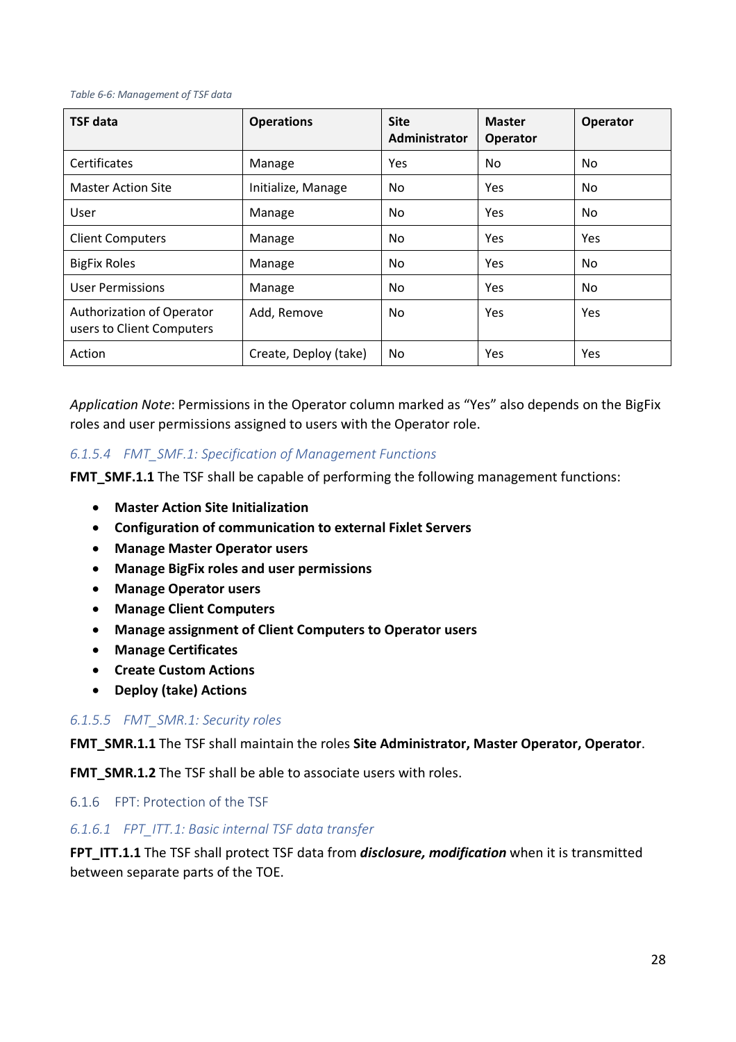*Table 6-6: Management of TSF data*

| TSF data | Operations | Site Administrator | Master Operator | Operator |
|---|---|---|---|---|
| Certificates | Manage | Yes | No | No |
| Master Action Site | Initialize, Manage | No | Yes | No |
| User | Manage | No | Yes | No |
| Client Computers | Manage | No | Yes | Yes |
| BigFix Roles | Manage | No | Yes | No |
| User Permissions | Manage | No | Yes | No |
| Authorization of Operator users to Client Computers | Add, Remove | No | Yes | Yes |
| Action | Create, Deploy (take) | No | Yes | Yes |

*Application Note*: Permissions in the Operator column marked as "Yes" also depends on the BigFix roles and user permissions assigned to users with the Operator role.

#### *6.1.5.4 FMT_SMF.1: Specification of Management Functions*

**FMT_SMF.1.1** The TSF shall be capable of performing the following management functions:

- **Master Action Site Initialization**
- **Configuration of communication to external Fixlet Servers**
- **Manage Master Operator users**
- **Manage BigFix roles and user permissions**
- **Manage Operator users**
- **Manage Client Computers**
- **Manage assignment of Client Computers to Operator users**
- **Manage Certificates**
- **Create Custom Actions**
- **Deploy (take) Actions**

#### *6.1.5.5 FMT_SMR.1: Security roles*

**FMT_SMR.1.1** The TSF shall maintain the roles **Site Administrator, Master Operator, Operator**.

**FMT_SMR.1.2** The TSF shall be able to associate users with roles.

### 6.1.6 FPT: Protection of the TSF

#### *6.1.6.1 FPT_ITT.1: Basic internal TSF data transfer*

**FPT_ITT.1.1** The TSF shall protect TSF data from ***disclosure, modification*** when it is transmitted between separate parts of the TOE.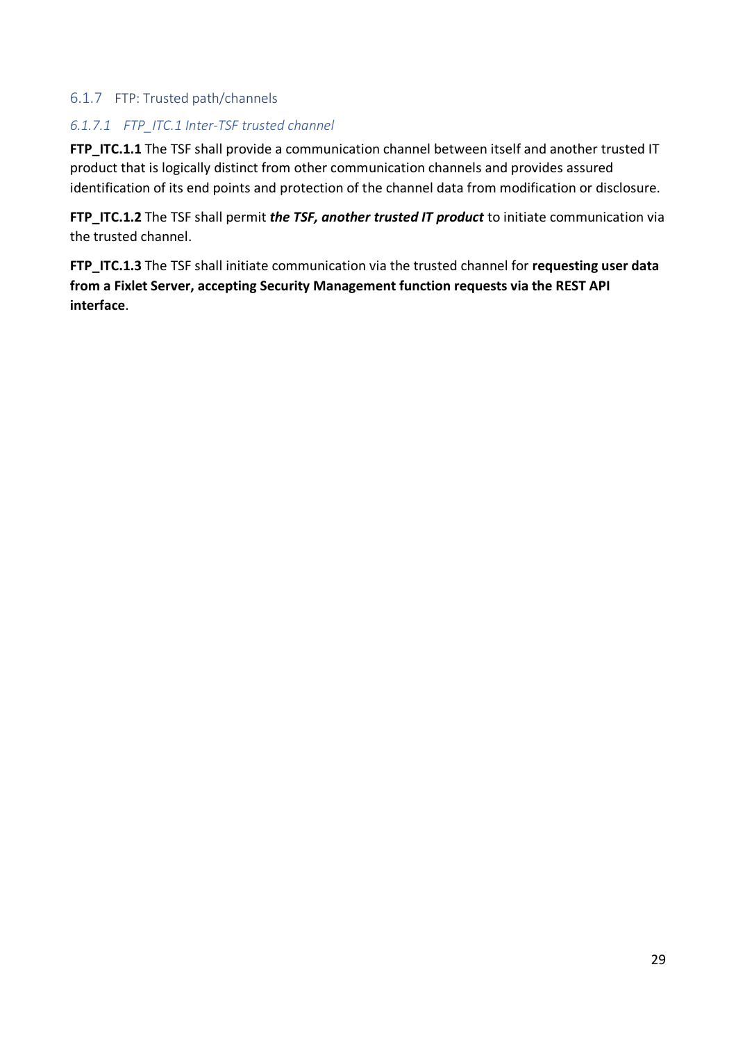### 6.1.7 FTP: Trusted path/channels

#### *6.1.7.1 FTP_ITC.1 Inter-TSF trusted channel*

**FTP_ITC.1.1** The TSF shall provide a communication channel between itself and another trusted IT product that is logically distinct from other communication channels and provides assured identification of its end points and protection of the channel data from modification or disclosure.

**FTP_ITC.1.2** The TSF shall permit ***the TSF, another trusted IT product*** to initiate communication via the trusted channel.

**FTP_ITC.1.3** The TSF shall initiate communication via the trusted channel for **requesting user data from a Fixlet Server, accepting Security Management function requests via the REST API interface**.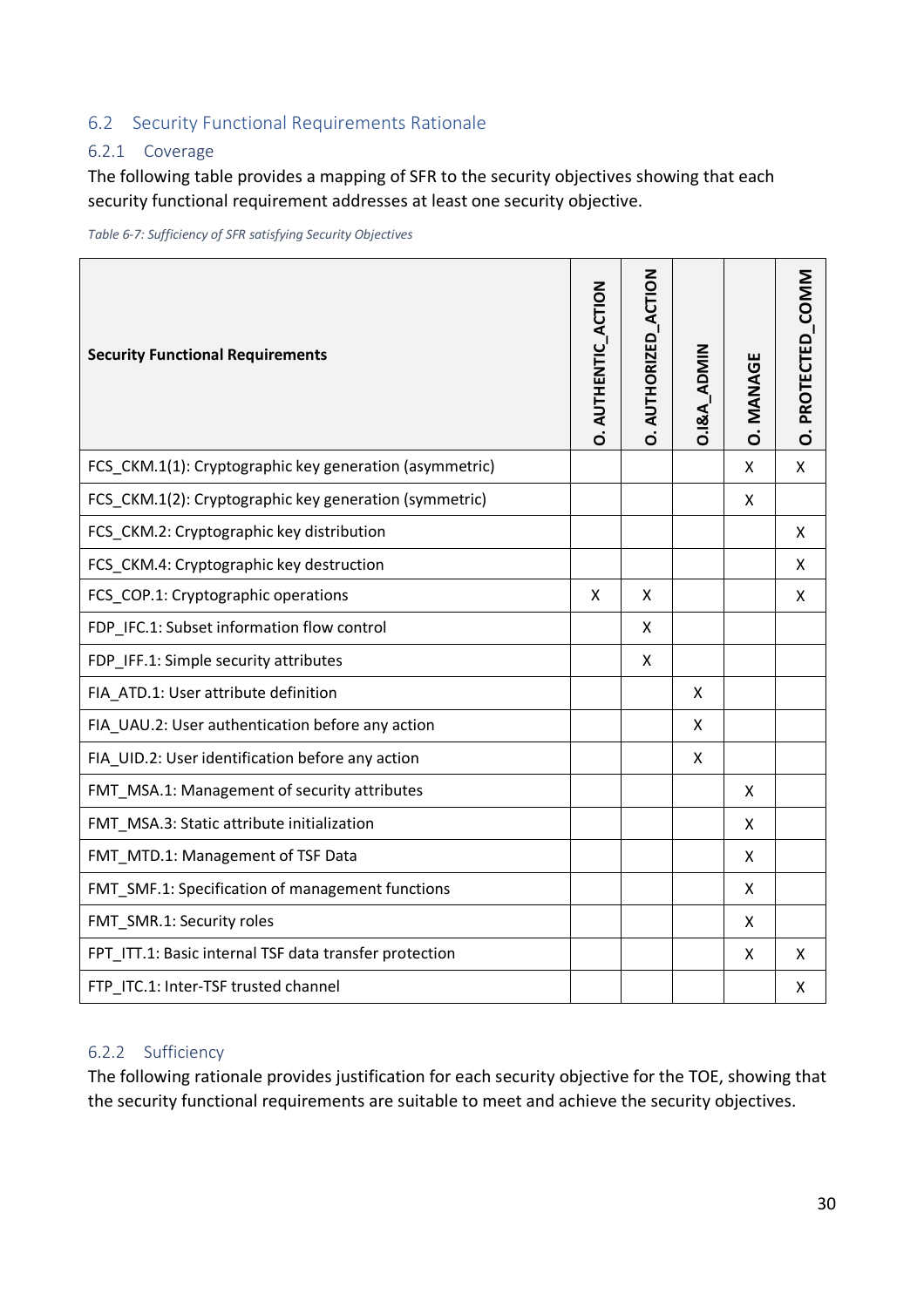## 6.2 Security Functional Requirements Rationale

### 6.2.1 Coverage

The following table provides a mapping of SFR to the security objectives showing that each security functional requirement addresses at least one security objective.

*Table 6-7: Sufficiency of SFR satisfying Security Objectives*

| Security Functional Requirements | O. AUTHENTIC_ACTION | O. AUTHORIZED_ACTION | O.I&A_ADMIN | O. MANAGE | O. PROTECTED_COMM |
|---|---|---|---|---|---|
| FCS_CKM.1(1): Cryptographic key generation (asymmetric) | | | | X | X |
| FCS_CKM.1(2): Cryptographic key generation (symmetric) | | | | X | |
| FCS_CKM.2: Cryptographic key distribution | | | | | X |
| FCS_CKM.4: Cryptographic key destruction | | | | | X |
| FCS_COP.1: Cryptographic operations | X | X | | | X |
| FDP_IFC.1: Subset information flow control | | X | | | |
| FDP_IFF.1: Simple security attributes | | X | | | |
| FIA_ATD.1: User attribute definition | | | X | | |
| FIA_UAU.2: User authentication before any action | | | X | | |
| FIA_UID.2: User identification before any action | | | X | | |
| FMT_MSA.1: Management of security attributes | | | | X | |
| FMT_MSA.3: Static attribute initialization | | | | X | |
| FMT_MTD.1: Management of TSF Data | | | | X | |
| FMT_SMF.1: Specification of management functions | | | | X | |
| FMT_SMR.1: Security roles | | | | X | |
| FPT_ITT.1: Basic internal TSF data transfer protection | | | | X | X |
| FTP_ITC.1: Inter-TSF trusted channel | | | | | X |

### 6.2.2 Sufficiency

The following rationale provides justification for each security objective for the TOE, showing that the security functional requirements are suitable to meet and achieve the security objectives.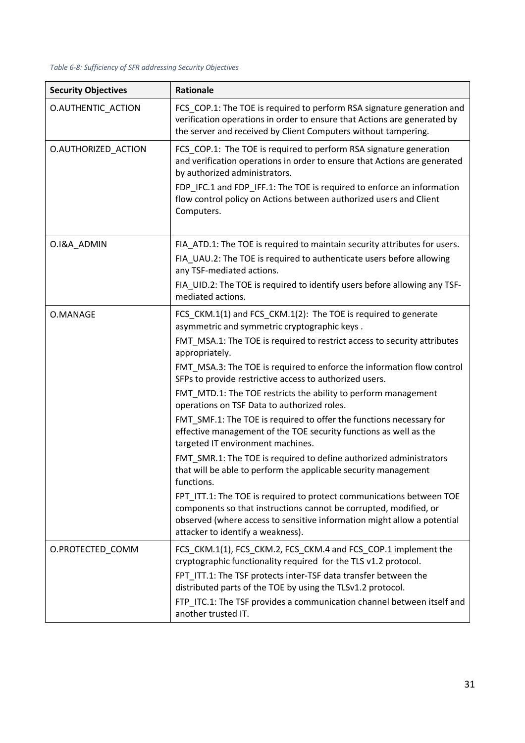*Table 6-8: Sufficiency of SFR addressing Security Objectives*

| Security Objectives | Rationale |
|---|---|
| O.AUTHENTIC_ACTION | FCS_COP.1: The TOE is required to perform RSA signature generation and verification operations in order to ensure that Actions are generated by the server and received by Client Computers without tampering. |
| O.AUTHORIZED_ACTION | FCS_COP.1: The TOE is required to perform RSA signature generation and verification operations in order to ensure that Actions are generated by authorized administrators.<br>FDP_IFC.1 and FDP_IFF.1: The TOE is required to enforce an information flow control policy on Actions between authorized users and Client Computers. |
| O.I&A_ADMIN | FIA_ATD.1: The TOE is required to maintain security attributes for users.<br>FIA_UAU.2: The TOE is required to authenticate users before allowing any TSF-mediated actions.<br>FIA_UID.2: The TOE is required to identify users before allowing any TSF-mediated actions. |
| O.MANAGE | FCS_CKM.1(1) and FCS_CKM.1(2): The TOE is required to generate asymmetric and symmetric cryptographic keys .<br>FMT_MSA.1: The TOE is required to restrict access to security attributes appropriately.<br>FMT_MSA.3: The TOE is required to enforce the information flow control SFPs to provide restrictive access to authorized users.<br>FMT_MTD.1: The TOE restricts the ability to perform management operations on TSF Data to authorized roles.<br>FMT_SMF.1: The TOE is required to offer the functions necessary for effective management of the TOE security functions as well as the targeted IT environment machines.<br>FMT_SMR.1: The TOE is required to define authorized administrators that will be able to perform the applicable security management functions.<br>FPT_ITT.1: The TOE is required to protect communications between TOE components so that instructions cannot be corrupted, modified, or observed (where access to sensitive information might allow a potential attacker to identify a weakness). |
| O.PROTECTED_COMM | FCS_CKM.1(1), FCS_CKM.2, FCS_CKM.4 and FCS_COP.1 implement the cryptographic functionality required for the TLS v1.2 protocol.<br>FPT_ITT.1: The TSF protects inter-TSF data transfer between the distributed parts of the TOE by using the TLSv1.2 protocol.<br>FTP_ITC.1: The TSF provides a communication channel between itself and another trusted IT. |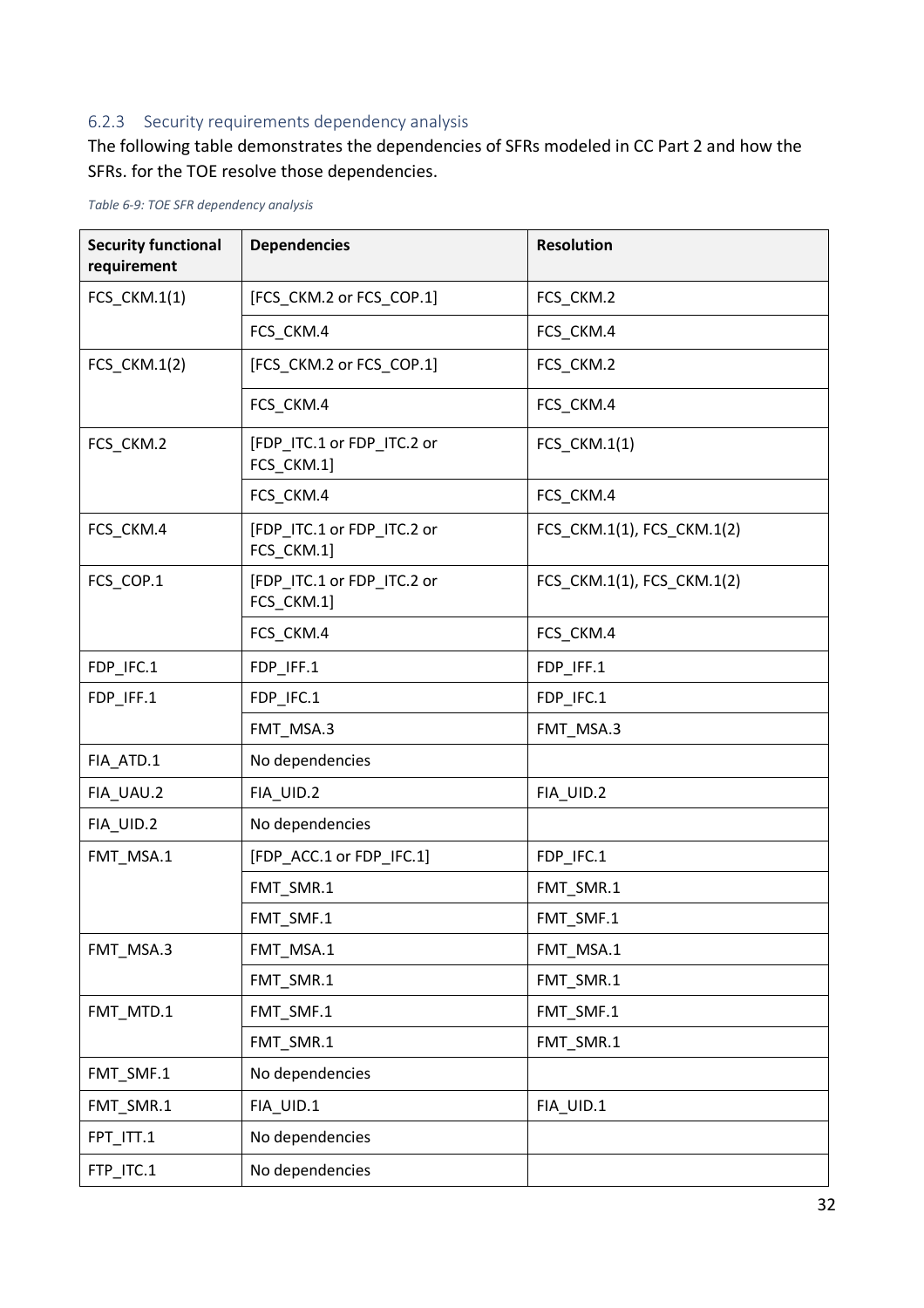### 6.2.3 Security requirements dependency analysis

The following table demonstrates the dependencies of SFRs modeled in CC Part 2 and how the SFRs. for the TOE resolve those dependencies.

*Table 6-9: TOE SFR dependency analysis*

| Security functional requirement | Dependencies | Resolution |
|---|---|---|
| FCS_CKM.1(1) | [FCS_CKM.2 or FCS_COP.1] | FCS_CKM.2 |
| | FCS_CKM.4 | FCS_CKM.4 |
| FCS_CKM.1(2) | [FCS_CKM.2 or FCS_COP.1] | FCS_CKM.2 |
| | FCS_CKM.4 | FCS_CKM.4 |
| FCS_CKM.2 | [FDP_ITC.1 or FDP_ITC.2 or FCS_CKM.1] | FCS_CKM.1(1) |
| | FCS_CKM.4 | FCS_CKM.4 |
| FCS_CKM.4 | [FDP_ITC.1 or FDP_ITC.2 or FCS_CKM.1] | FCS_CKM.1(1), FCS_CKM.1(2) |
| FCS_COP.1 | [FDP_ITC.1 or FDP_ITC.2 or FCS_CKM.1] | FCS_CKM.1(1), FCS_CKM.1(2) |
| | FCS_CKM.4 | FCS_CKM.4 |
| FDP_IFC.1 | FDP_IFF.1 | FDP_IFF.1 |
| FDP_IFF.1 | FDP_IFC.1 | FDP_IFC.1 |
| | FMT_MSA.3 | FMT_MSA.3 |
| FIA_ATD.1 | No dependencies | |
| FIA_UAU.2 | FIA_UID.2 | FIA_UID.2 |
| FIA_UID.2 | No dependencies | |
| FMT_MSA.1 | [FDP_ACC.1 or FDP_IFC.1] | FDP_IFC.1 |
| | FMT_SMR.1 | FMT_SMR.1 |
| | FMT_SMF.1 | FMT_SMF.1 |
| FMT_MSA.3 | FMT_MSA.1 | FMT_MSA.1 |
| | FMT_SMR.1 | FMT_SMR.1 |
| FMT_MTD.1 | FMT_SMF.1 | FMT_SMF.1 |
| | FMT_SMR.1 | FMT_SMR.1 |
| FMT_SMF.1 | No dependencies | |
| FMT_SMR.1 | FIA_UID.1 | FIA_UID.1 |
| FPT_ITT.1 | No dependencies | |
| FTP_ITC.1 | No dependencies | |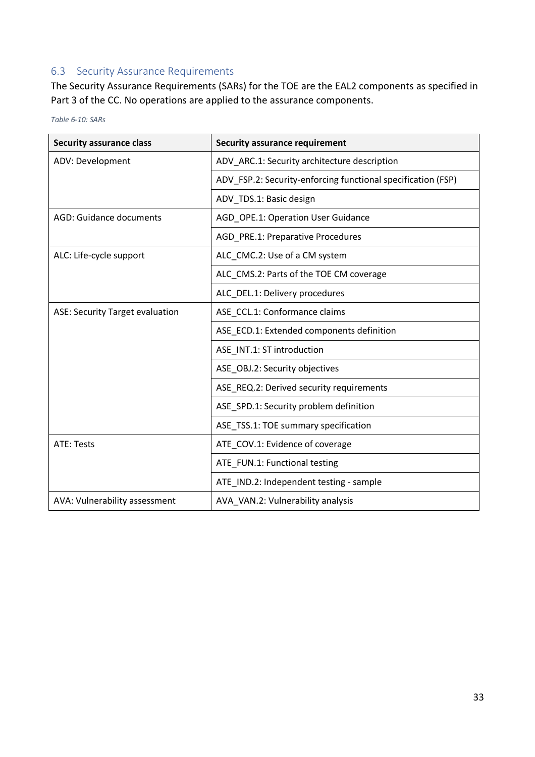## 6.3 Security Assurance Requirements

The Security Assurance Requirements (SARs) for the TOE are the EAL2 components as specified in Part 3 of the CC. No operations are applied to the assurance components.

*Table 6-10: SARs*

| Security assurance class | Security assurance requirement |
|---|---|
| ADV: Development | ADV_ARC.1: Security architecture description |
| | ADV_FSP.2: Security-enforcing functional specification (FSP) |
| | ADV_TDS.1: Basic design |
| AGD: Guidance documents | AGD_OPE.1: Operation User Guidance |
| | AGD_PRE.1: Preparative Procedures |
| ALC: Life-cycle support | ALC_CMC.2: Use of a CM system |
| | ALC_CMS.2: Parts of the TOE CM coverage |
| | ALC_DEL.1: Delivery procedures |
| ASE: Security Target evaluation | ASE_CCL.1: Conformance claims |
| | ASE_ECD.1: Extended components definition |
| | ASE_INT.1: ST introduction |
| | ASE_OBJ.2: Security objectives |
| | ASE_REQ.2: Derived security requirements |
| | ASE_SPD.1: Security problem definition |
| | ASE_TSS.1: TOE summary specification |
| ATE: Tests | ATE_COV.1: Evidence of coverage |
| | ATE_FUN.1: Functional testing |
| | ATE_IND.2: Independent testing - sample |
| AVA: Vulnerability assessment | AVA_VAN.2: Vulnerability analysis |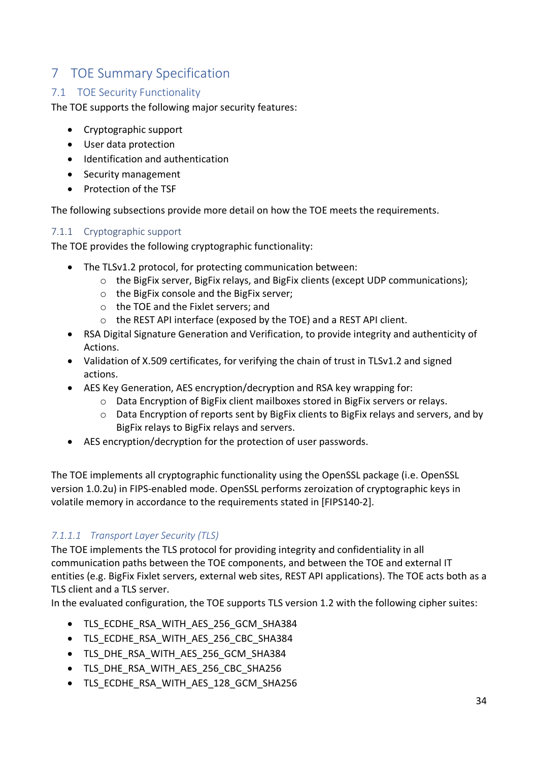# 7 TOE Summary Specification

## 7.1 TOE Security Functionality

The TOE supports the following major security features:

- Cryptographic support
- User data protection
- Identification and authentication
- Security management
- Protection of the TSF

The following subsections provide more detail on how the TOE meets the requirements.

### 7.1.1 Cryptographic support

The TOE provides the following cryptographic functionality:

- The TLSv1.2 protocol, for protecting communication between:
  - the BigFix server, BigFix relays, and BigFix clients (except UDP communications);
  - the BigFix console and the BigFix server;
  - the TOE and the Fixlet servers; and
  - the REST API interface (exposed by the TOE) and a REST API client.
- RSA Digital Signature Generation and Verification, to provide integrity and authenticity of Actions.
- Validation of X.509 certificates, for verifying the chain of trust in TLSv1.2 and signed actions.
- AES Key Generation, AES encryption/decryption and RSA key wrapping for:
  - Data Encryption of BigFix client mailboxes stored in BigFix servers or relays.
  - Data Encryption of reports sent by BigFix clients to BigFix relays and servers, and by BigFix relays to BigFix relays and servers.
- AES encryption/decryption for the protection of user passwords.

The TOE implements all cryptographic functionality using the OpenSSL package (i.e. OpenSSL version 1.0.2u) in FIPS-enabled mode. OpenSSL performs zeroization of cryptographic keys in volatile memory in accordance to the requirements stated in [FIPS140-2].

#### *7.1.1.1 Transport Layer Security (TLS)*

The TOE implements the TLS protocol for providing integrity and confidentiality in all communication paths between the TOE components, and between the TOE and external IT entities (e.g. BigFix Fixlet servers, external web sites, REST API applications). The TOE acts both as a TLS client and a TLS server.

In the evaluated configuration, the TOE supports TLS version 1.2 with the following cipher suites:

- TLS_ECDHE_RSA_WITH_AES_256_GCM_SHA384
- TLS_ECDHE_RSA_WITH_AES_256_CBC_SHA384
- TLS_DHE_RSA_WITH_AES_256_GCM_SHA384
- TLS_DHE_RSA_WITH_AES_256_CBC_SHA256
- TLS_ECDHE_RSA_WITH_AES_128_GCM_SHA256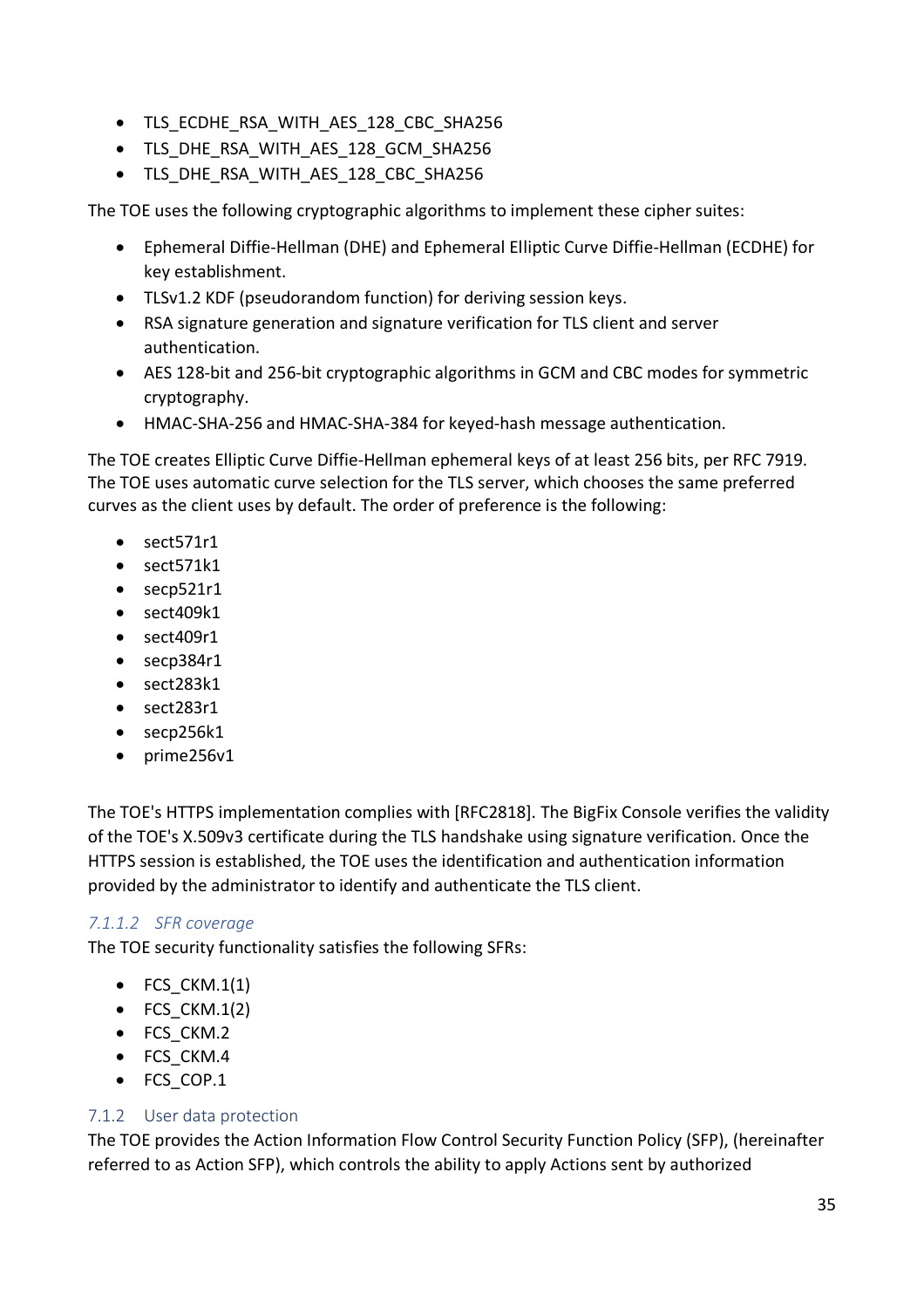- TLS_ECDHE_RSA_WITH_AES_128_CBC_SHA256
- TLS_DHE_RSA_WITH_AES_128_GCM_SHA256
- TLS_DHE_RSA_WITH_AES_128_CBC_SHA256

The TOE uses the following cryptographic algorithms to implement these cipher suites:

- Ephemeral Diffie-Hellman (DHE) and Ephemeral Elliptic Curve Diffie-Hellman (ECDHE) for key establishment.
- TLSv1.2 KDF (pseudorandom function) for deriving session keys.
- RSA signature generation and signature verification for TLS client and server authentication.
- AES 128-bit and 256-bit cryptographic algorithms in GCM and CBC modes for symmetric cryptography.
- HMAC-SHA-256 and HMAC-SHA-384 for keyed-hash message authentication.

The TOE creates Elliptic Curve Diffie-Hellman ephemeral keys of at least 256 bits, per RFC 7919. The TOE uses automatic curve selection for the TLS server, which chooses the same preferred curves as the client uses by default. The order of preference is the following:

- sect571r1
- sect571k1
- secp521r1
- sect409k1
- sect409r1
- secp384r1
- sect283k1
- sect283r1
- secp256k1
- prime256v1

The TOE's HTTPS implementation complies with [RFC2818]. The BigFix Console verifies the validity of the TOE's X.509v3 certificate during the TLS handshake using signature verification. Once the HTTPS session is established, the TOE uses the identification and authentication information provided by the administrator to identify and authenticate the TLS client.

#### *7.1.1.2 SFR coverage*

The TOE security functionality satisfies the following SFRs:

- FCS_CKM.1(1)
- FCS_CKM.1(2)
- FCS_CKM.2
- FCS_CKM.4
- FCS_COP.1

### 7.1.2 User data protection

The TOE provides the Action Information Flow Control Security Function Policy (SFP), (hereinafter referred to as Action SFP), which controls the ability to apply Actions sent by authorized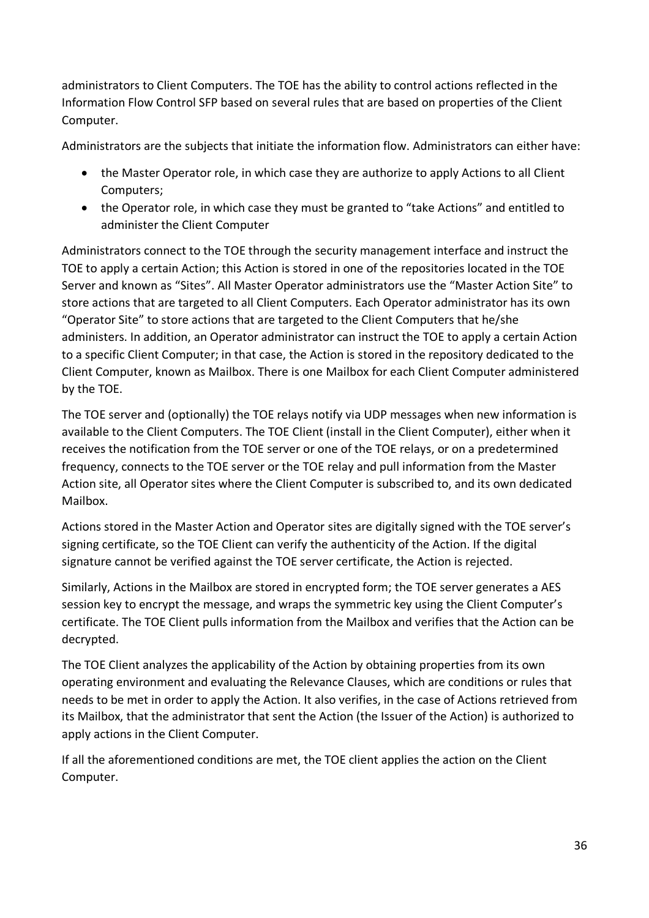administrators to Client Computers. The TOE has the ability to control actions reflected in the Information Flow Control SFP based on several rules that are based on properties of the Client Computer.

Administrators are the subjects that initiate the information flow. Administrators can either have:

- the Master Operator role, in which case they are authorize to apply Actions to all Client Computers;
- the Operator role, in which case they must be granted to "take Actions" and entitled to administer the Client Computer

Administrators connect to the TOE through the security management interface and instruct the TOE to apply a certain Action; this Action is stored in one of the repositories located in the TOE Server and known as "Sites". All Master Operator administrators use the "Master Action Site" to store actions that are targeted to all Client Computers. Each Operator administrator has its own "Operator Site" to store actions that are targeted to the Client Computers that he/she administers. In addition, an Operator administrator can instruct the TOE to apply a certain Action to a specific Client Computer; in that case, the Action is stored in the repository dedicated to the Client Computer, known as Mailbox. There is one Mailbox for each Client Computer administered by the TOE.

The TOE server and (optionally) the TOE relays notify via UDP messages when new information is available to the Client Computers. The TOE Client (install in the Client Computer), either when it receives the notification from the TOE server or one of the TOE relays, or on a predetermined frequency, connects to the TOE server or the TOE relay and pull information from the Master Action site, all Operator sites where the Client Computer is subscribed to, and its own dedicated Mailbox.

Actions stored in the Master Action and Operator sites are digitally signed with the TOE server's signing certificate, so the TOE Client can verify the authenticity of the Action. If the digital signature cannot be verified against the TOE server certificate, the Action is rejected.

Similarly, Actions in the Mailbox are stored in encrypted form; the TOE server generates a AES session key to encrypt the message, and wraps the symmetric key using the Client Computer's certificate. The TOE Client pulls information from the Mailbox and verifies that the Action can be decrypted.

The TOE Client analyzes the applicability of the Action by obtaining properties from its own operating environment and evaluating the Relevance Clauses, which are conditions or rules that needs to be met in order to apply the Action. It also verifies, in the case of Actions retrieved from its Mailbox, that the administrator that sent the Action (the Issuer of the Action) is authorized to apply actions in the Client Computer.

If all the aforementioned conditions are met, the TOE client applies the action on the Client Computer.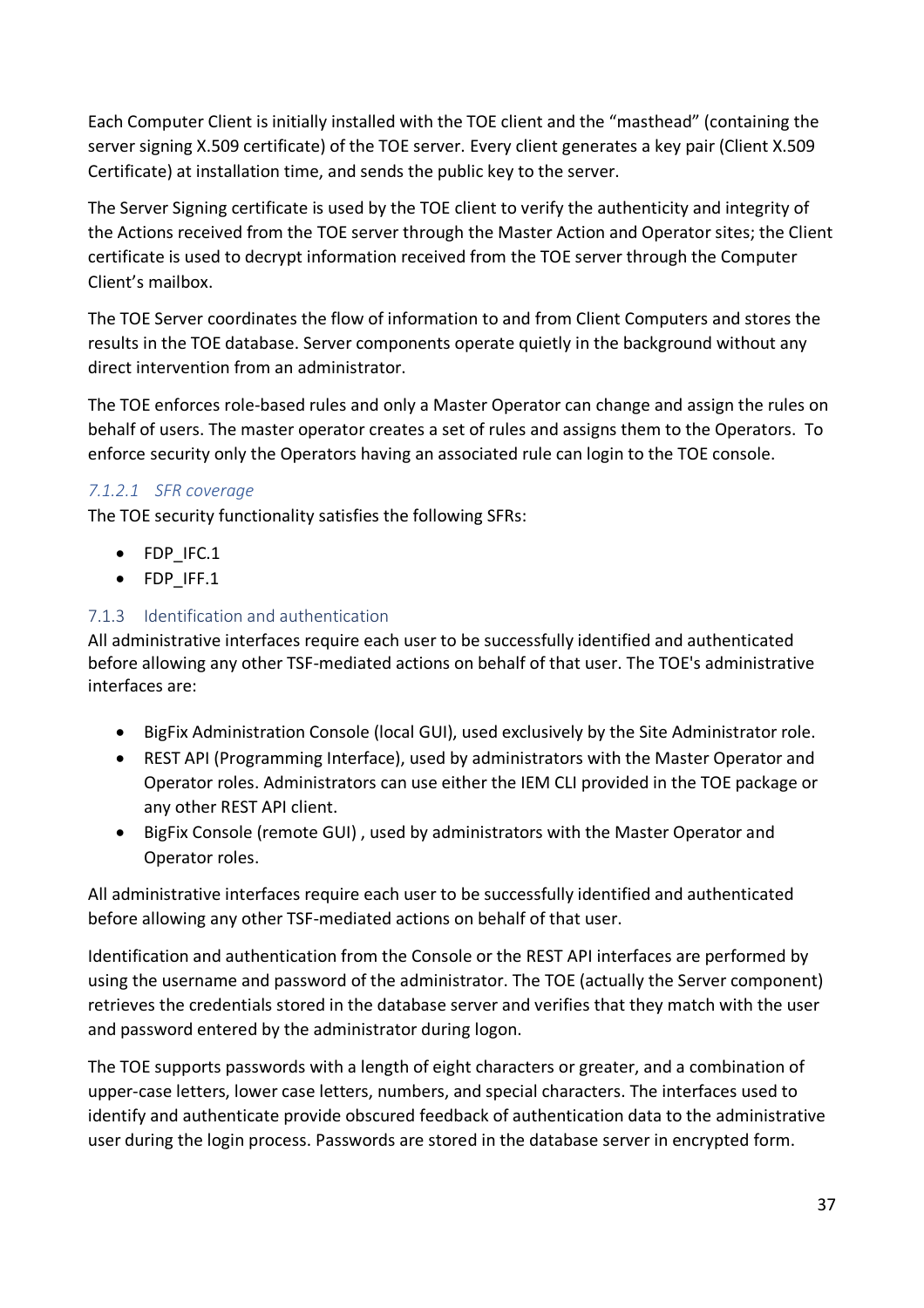Each Computer Client is initially installed with the TOE client and the “masthead” (containing the server signing X.509 certificate) of the TOE server. Every client generates a key pair (Client X.509 Certificate) at installation time, and sends the public key to the server.

The Server Signing certificate is used by the TOE client to verify the authenticity and integrity of the Actions received from the TOE server through the Master Action and Operator sites; the Client certificate is used to decrypt information received from the TOE server through the Computer Client’s mailbox.

The TOE Server coordinates the flow of information to and from Client Computers and stores the results in the TOE database. Server components operate quietly in the background without any direct intervention from an administrator.

The TOE enforces role-based rules and only a Master Operator can change and assign the rules on behalf of users. The master operator creates a set of rules and assigns them to the Operators. To enforce security only the Operators having an associated rule can login to the TOE console.

##### *7.1.2.1 SFR coverage*

The TOE security functionality satisfies the following SFRs:

- FDP_IFC.1
- FDP_IFF.1

### 7.1.3 Identification and authentication

All administrative interfaces require each user to be successfully identified and authenticated before allowing any other TSF-mediated actions on behalf of that user. The TOE's administrative interfaces are:

- BigFix Administration Console (local GUI), used exclusively by the Site Administrator role.
- REST API (Programming Interface), used by administrators with the Master Operator and Operator roles. Administrators can use either the IEM CLI provided in the TOE package or any other REST API client.
- BigFix Console (remote GUI) , used by administrators with the Master Operator and Operator roles.

All administrative interfaces require each user to be successfully identified and authenticated before allowing any other TSF-mediated actions on behalf of that user.

Identification and authentication from the Console or the REST API interfaces are performed by using the username and password of the administrator. The TOE (actually the Server component) retrieves the credentials stored in the database server and verifies that they match with the user and password entered by the administrator during logon.

The TOE supports passwords with a length of eight characters or greater, and a combination of upper-case letters, lower case letters, numbers, and special characters. The interfaces used to identify and authenticate provide obscured feedback of authentication data to the administrative user during the login process. Passwords are stored in the database server in encrypted form.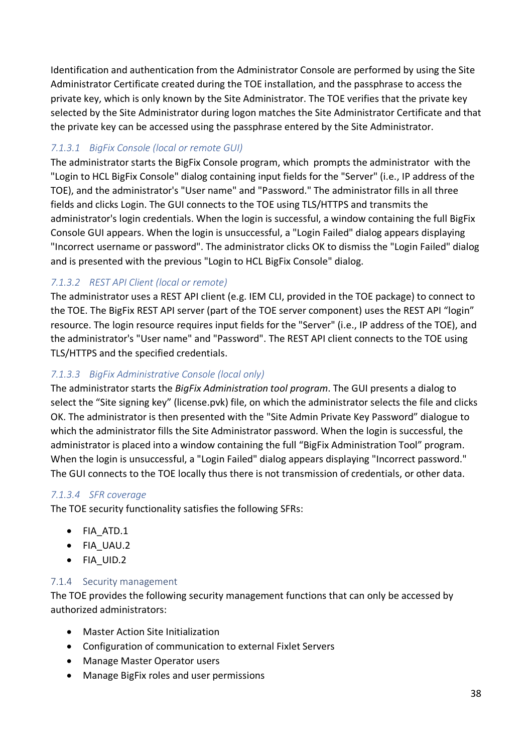Identification and authentication from the Administrator Console are performed by using the Site Administrator Certificate created during the TOE installation, and the passphrase to access the private key, which is only known by the Site Administrator. The TOE verifies that the private key selected by the Site Administrator during logon matches the Site Administrator Certificate and that the private key can be accessed using the passphrase entered by the Site Administrator.

#### 7.1.3.1 BigFix Console (local or remote GUI)

The administrator starts the BigFix Console program, which prompts the administrator with the "Login to HCL BigFix Console" dialog containing input fields for the "Server" (i.e., IP address of the TOE), and the administrator's "User name" and "Password." The administrator fills in all three fields and clicks Login. The GUI connects to the TOE using TLS/HTTPS and transmits the administrator's login credentials. When the login is successful, a window containing the full BigFix Console GUI appears. When the login is unsuccessful, a "Login Failed" dialog appears displaying "Incorrect username or password". The administrator clicks OK to dismiss the "Login Failed" dialog and is presented with the previous "Login to HCL BigFix Console" dialog.

#### 7.1.3.2 REST API Client (local or remote)

The administrator uses a REST API client (e.g. IEM CLI, provided in the TOE package) to connect to the TOE. The BigFix REST API server (part of the TOE server component) uses the REST API "login" resource. The login resource requires input fields for the "Server" (i.e., IP address of the TOE), and the administrator's "User name" and "Password". The REST API client connects to the TOE using TLS/HTTPS and the specified credentials.

#### 7.1.3.3 BigFix Administrative Console (local only)

The administrator starts the *BigFix Administration tool program*. The GUI presents a dialog to select the "Site signing key" (license.pvk) file, on which the administrator selects the file and clicks OK. The administrator is then presented with the "Site Admin Private Key Password" dialogue to which the administrator fills the Site Administrator password. When the login is successful, the administrator is placed into a window containing the full "BigFix Administration Tool" program. When the login is unsuccessful, a "Login Failed" dialog appears displaying "Incorrect password." The GUI connects to the TOE locally thus there is not transmission of credentials, or other data.

#### 7.1.3.4 SFR coverage

The TOE security functionality satisfies the following SFRs:

- FIA_ATD.1
- FIA_UAU.2
- FIA_UID.2

### 7.1.4 Security management

The TOE provides the following security management functions that can only be accessed by authorized administrators:

- Master Action Site Initialization
- Configuration of communication to external Fixlet Servers
- Manage Master Operator users
- Manage BigFix roles and user permissions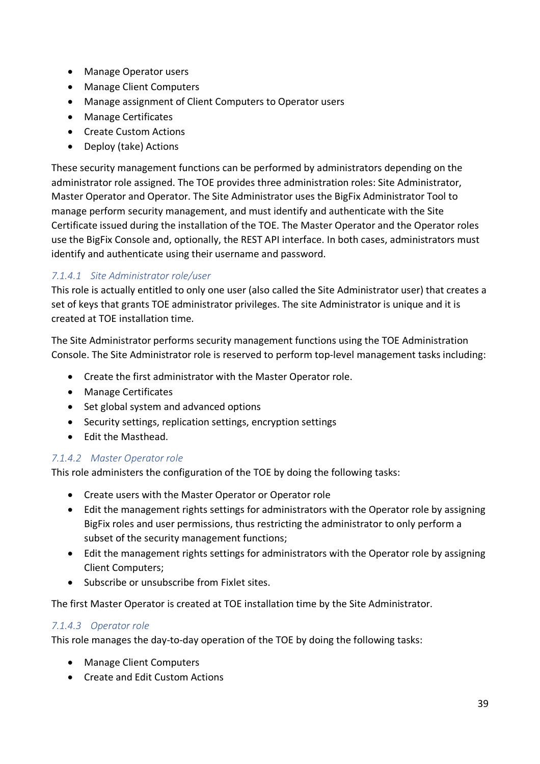- Manage Operator users
- Manage Client Computers
- Manage assignment of Client Computers to Operator users
- Manage Certificates
- Create Custom Actions
- Deploy (take) Actions

These security management functions can be performed by administrators depending on the administrator role assigned. The TOE provides three administration roles: Site Administrator, Master Operator and Operator. The Site Administrator uses the BigFix Administrator Tool to manage perform security management, and must identify and authenticate with the Site Certificate issued during the installation of the TOE. The Master Operator and the Operator roles use the BigFix Console and, optionally, the REST API interface. In both cases, administrators must identify and authenticate using their username and password.

#### *7.1.4.1 Site Administrator role/user*

This role is actually entitled to only one user (also called the Site Administrator user) that creates a set of keys that grants TOE administrator privileges. The site Administrator is unique and it is created at TOE installation time.

The Site Administrator performs security management functions using the TOE Administration Console. The Site Administrator role is reserved to perform top-level management tasks including:

- Create the first administrator with the Master Operator role.
- Manage Certificates
- Set global system and advanced options
- Security settings, replication settings, encryption settings
- Edit the Masthead.

#### *7.1.4.2 Master Operator role*

This role administers the configuration of the TOE by doing the following tasks:

- Create users with the Master Operator or Operator role
- Edit the management rights settings for administrators with the Operator role by assigning BigFix roles and user permissions, thus restricting the administrator to only perform a subset of the security management functions;
- Edit the management rights settings for administrators with the Operator role by assigning Client Computers;
- Subscribe or unsubscribe from Fixlet sites.

The first Master Operator is created at TOE installation time by the Site Administrator.

#### *7.1.4.3 Operator role*

This role manages the day-to-day operation of the TOE by doing the following tasks:

- Manage Client Computers
- Create and Edit Custom Actions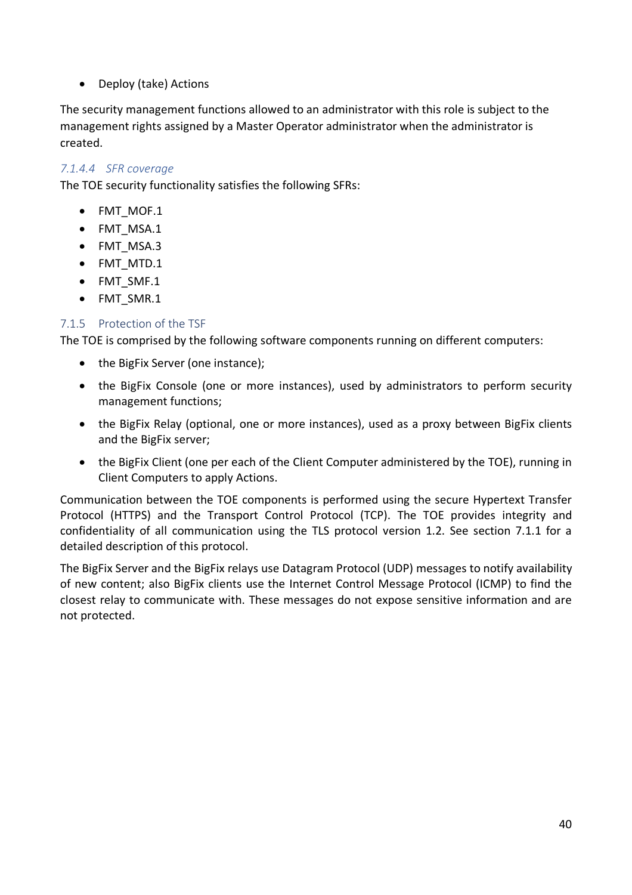- Deploy (take) Actions

The security management functions allowed to an administrator with this role is subject to the management rights assigned by a Master Operator administrator when the administrator is created.

#### *7.1.4.4 SFR coverage*

The TOE security functionality satisfies the following SFRs:

- FMT_MOF.1
- FMT_MSA.1
- FMT_MSA.3
- FMT_MTD.1
- FMT_SMF.1
- FMT_SMR.1

### 7.1.5 Protection of the TSF

The TOE is comprised by the following software components running on different computers:

- the BigFix Server (one instance);
- the BigFix Console (one or more instances), used by administrators to perform security management functions;
- the BigFix Relay (optional, one or more instances), used as a proxy between BigFix clients and the BigFix server;
- the BigFix Client (one per each of the Client Computer administered by the TOE), running in Client Computers to apply Actions.

Communication between the TOE components is performed using the secure Hypertext Transfer Protocol (HTTPS) and the Transport Control Protocol (TCP). The TOE provides integrity and confidentiality of all communication using the TLS protocol version 1.2. See section 7.1.1 for a detailed description of this protocol.

The BigFix Server and the BigFix relays use Datagram Protocol (UDP) messages to notify availability of new content; also BigFix clients use the Internet Control Message Protocol (ICMP) to find the closest relay to communicate with. These messages do not expose sensitive information and are not protected.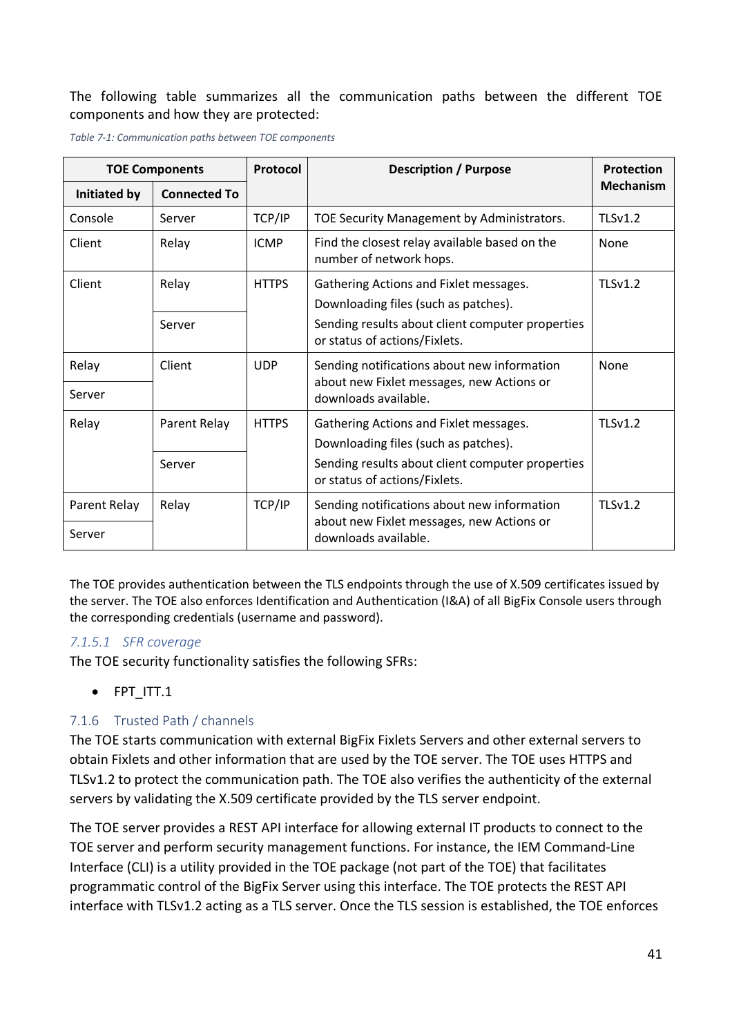The following table summarizes all the communication paths between the different TOE components and how they are protected:

*Table 7-1: Communication paths between TOE components*

| TOE Components | | Protocol | Description / Purpose | Protection Mechanism |
|---|---|---|---|---|
| **Initiated by** | **Connected To** | | | |
| Console | Server | TCP/IP | TOE Security Management by Administrators. | TLSv1.2 |
| Client | Relay | ICMP | Find the closest relay available based on the number of network hops. | None |
| Client | Relay | HTTPS | Gathering Actions and Fixlet messages. Downloading files (such as patches). Sending results about client computer properties or status of actions/Fixlets. | TLSv1.2 |
| | Server | | | |
| Relay | Client | UDP | Sending notifications about new information about new Fixlet messages, new Actions or downloads available. | None |
| Server | | | | |
| Relay | Parent Relay | HTTPS | Gathering Actions and Fixlet messages. Downloading files (such as patches). Sending results about client computer properties or status of actions/Fixlets. | TLSv1.2 |
| | Server | | | |
| Parent Relay | Relay | TCP/IP | Sending notifications about new information about new Fixlet messages, new Actions or downloads available. | TLSv1.2 |
| Server | | | | |

The TOE provides authentication between the TLS endpoints through the use of X.509 certificates issued by the server. The TOE also enforces Identification and Authentication (I&A) of all BigFix Console users through the corresponding credentials (username and password).

#### 7.1.5.1 SFR coverage

The TOE security functionality satisfies the following SFRs:

- FPT_ITT.1

### 7.1.6 Trusted Path / channels

The TOE starts communication with external BigFix Fixlets Servers and other external servers to obtain Fixlets and other information that are used by the TOE server. The TOE uses HTTPS and TLSv1.2 to protect the communication path. The TOE also verifies the authenticity of the external servers by validating the X.509 certificate provided by the TLS server endpoint.

The TOE server provides a REST API interface for allowing external IT products to connect to the TOE server and perform security management functions. For instance, the IEM Command-Line Interface (CLI) is a utility provided in the TOE package (not part of the TOE) that facilitates programmatic control of the BigFix Server using this interface. The TOE protects the REST API interface with TLSv1.2 acting as a TLS server. Once the TLS session is established, the TOE enforces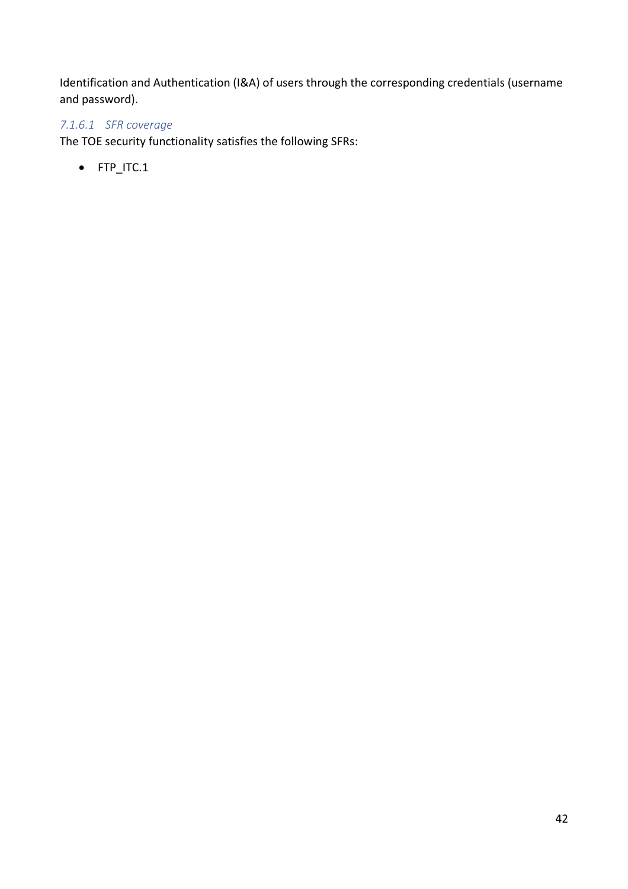Identification and Authentication (I&A) of users through the corresponding credentials (username and password).

#### 7.1.6.1 SFR coverage

The TOE security functionality satisfies the following SFRs:

- FTP_ITC.1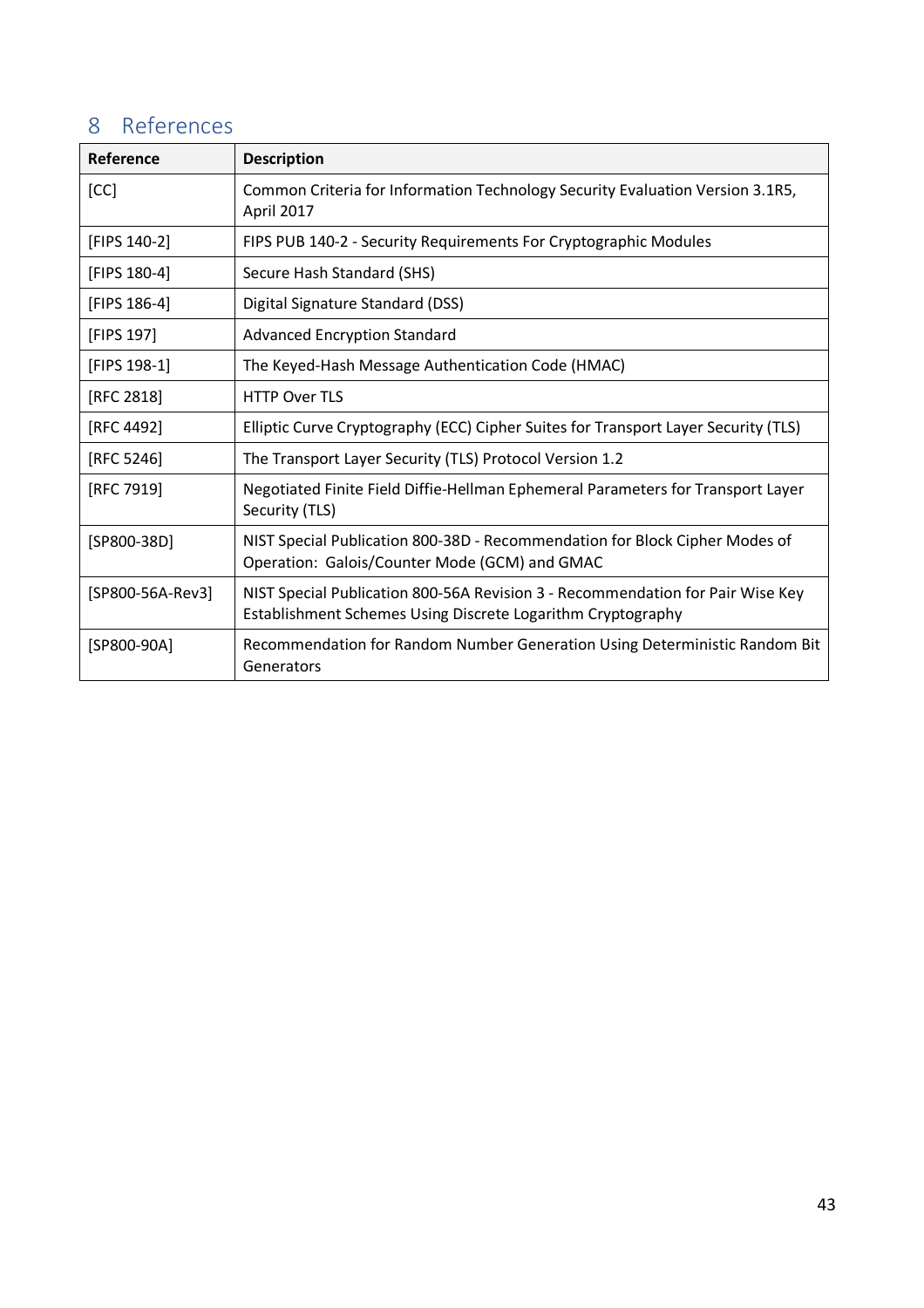# 8 References

| Reference | Description |
| --- | --- |
| [CC] | Common Criteria for Information Technology Security Evaluation Version 3.1R5, April 2017 |
| [FIPS 140-2] | FIPS PUB 140-2 - Security Requirements For Cryptographic Modules |
| [FIPS 180-4] | Secure Hash Standard (SHS) |
| [FIPS 186-4] | Digital Signature Standard (DSS) |
| [FIPS 197] | Advanced Encryption Standard |
| [FIPS 198-1] | The Keyed-Hash Message Authentication Code (HMAC) |
| [RFC 2818] | HTTP Over TLS |
| [RFC 4492] | Elliptic Curve Cryptography (ECC) Cipher Suites for Transport Layer Security (TLS) |
| [RFC 5246] | The Transport Layer Security (TLS) Protocol Version 1.2 |
| [RFC 7919] | Negotiated Finite Field Diffie-Hellman Ephemeral Parameters for Transport Layer Security (TLS) |
| [SP800-38D] | NIST Special Publication 800-38D - Recommendation for Block Cipher Modes of Operation: Galois/Counter Mode (GCM) and GMAC |
| [SP800-56A-Rev3] | NIST Special Publication 800-56A Revision 3 - Recommendation for Pair Wise Key Establishment Schemes Using Discrete Logarithm Cryptography |
| [SP800-90A] | Recommendation for Random Number Generation Using Deterministic Random Bit Generators |